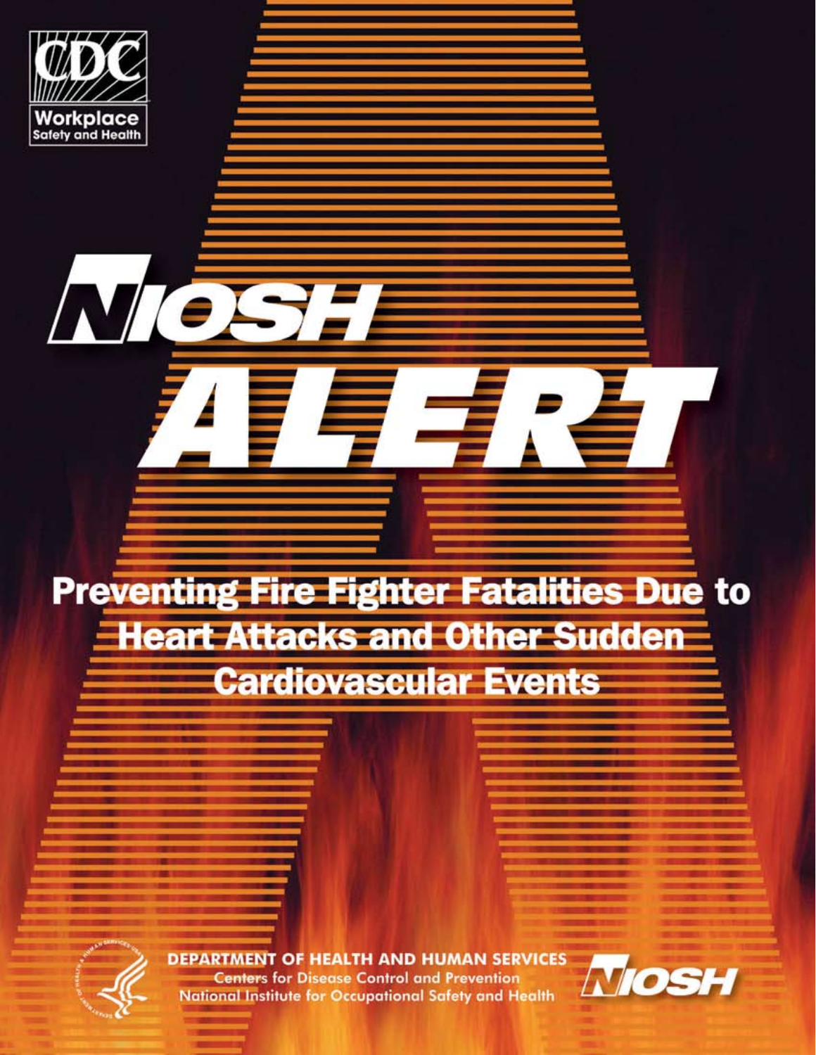CDC Workplace Safety and Health

# NIOSH ALERT

## Preventing Fire Fighter Fatalities Due to Heart Attacks and Other Sudden Cardiovascular Events

DEPARTMENT OF HEALTH AND HUMAN SERVICES
Centers for Disease Control and Prevention
National Institute for Occupational Safety and Health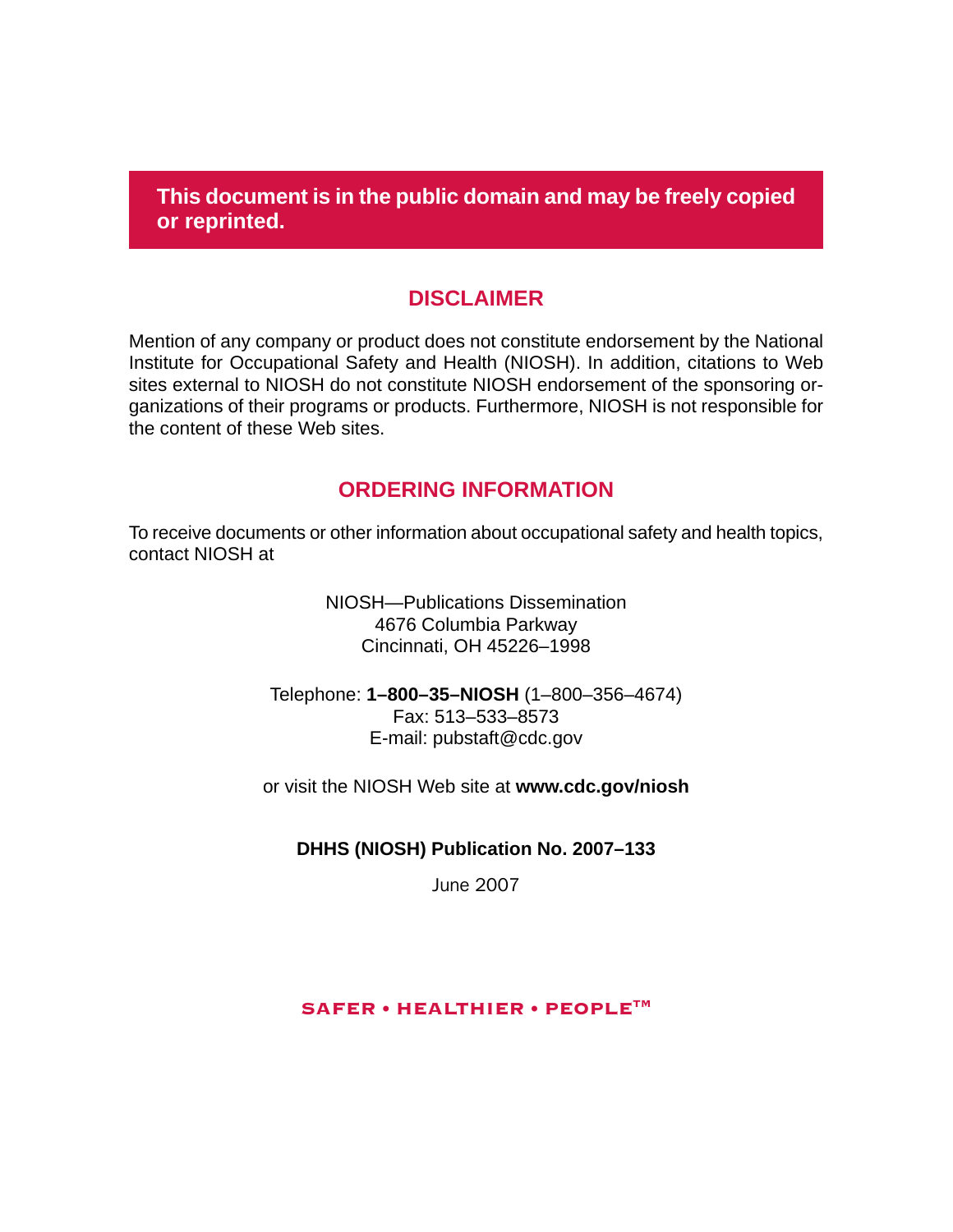**This document is in the public domain and may be freely copied or reprinted.**

## DISCLAIMER

Mention of any company or product does not constitute endorsement by the National Institute for Occupational Safety and Health (NIOSH). In addition, citations to Web sites external to NIOSH do not constitute NIOSH endorsement of the sponsoring organizations of their programs or products. Furthermore, NIOSH is not responsible for the content of these Web sites.

## ORDERING INFORMATION

To receive documents or other information about occupational safety and health topics, contact NIOSH at

NIOSH—Publications Dissemination
4676 Columbia Parkway
Cincinnati, OH 45226–1998

Telephone: **1–800–35–NIOSH** (1–800–356–4674)
Fax: 513–533–8573
E-mail: pubstaft@cdc.gov

or visit the NIOSH Web site at **www.cdc.gov/niosh**

**DHHS (NIOSH) Publication No. 2007–133**

June 2007

SAFER • HEALTHIER • PEOPLE™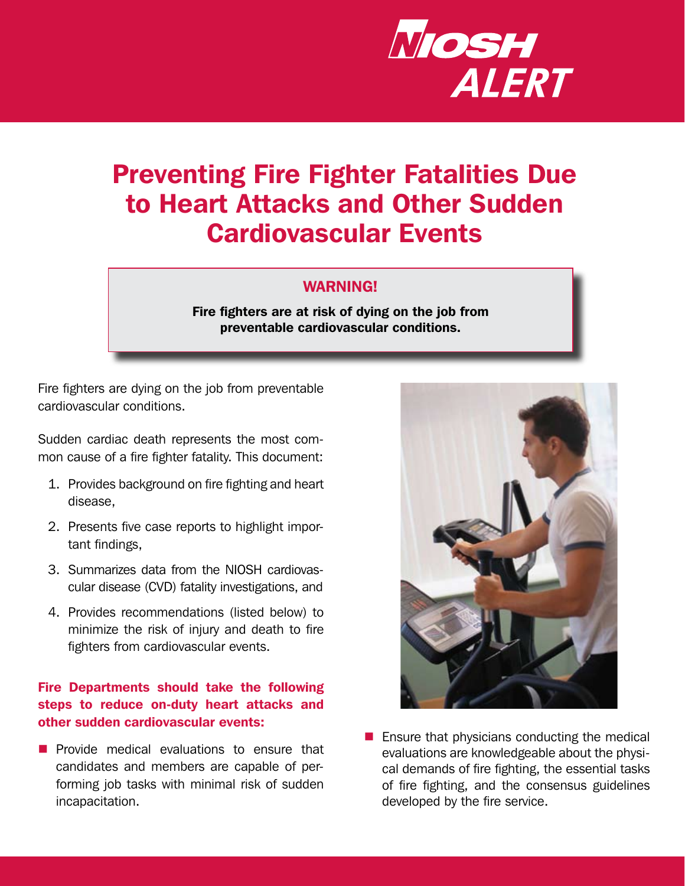NIOSH ALERT

# Preventing Fire Fighter Fatalities Due to Heart Attacks and Other Sudden Cardiovascular Events

**WARNING!**

**Fire fighters are at risk of dying on the job from preventable cardiovascular conditions.**

Fire fighters are dying on the job from preventable cardiovascular conditions.

Sudden cardiac death represents the most common cause of a fire fighter fatality. This document:

1. Provides background on fire fighting and heart disease,
2. Presents five case reports to highlight important findings,
3. Summarizes data from the NIOSH cardiovascular disease (CVD) fatality investigations, and
4. Provides recommendations (listed below) to minimize the risk of injury and death to fire fighters from cardiovascular events.

**Fire Departments should take the following steps to reduce on-duty heart attacks and other sudden cardiovascular events:**

- Provide medical evaluations to ensure that candidates and members are capable of performing job tasks with minimal risk of sudden incapacitation.
- Ensure that physicians conducting the medical evaluations are knowledgeable about the physical demands of fire fighting, the essential tasks of fire fighting, and the consensus guidelines developed by the fire service.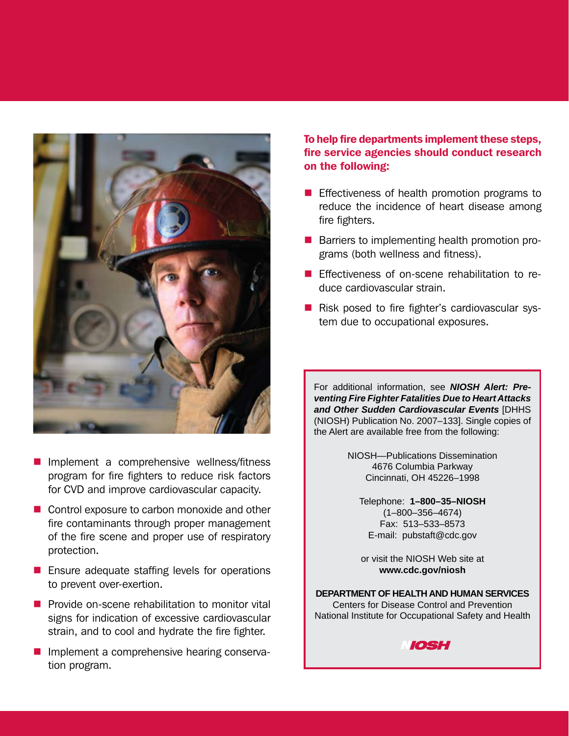- Implement a comprehensive wellness/fitness program for fire fighters to reduce risk factors for CVD and improve cardiovascular capacity.
- Control exposure to carbon monoxide and other fire contaminants through proper management of the fire scene and proper use of respiratory protection.
- Ensure adequate staffing levels for operations to prevent over-exertion.
- Provide on-scene rehabilitation to monitor vital signs for indication of excessive cardiovascular strain, and to cool and hydrate the fire fighter.
- Implement a comprehensive hearing conservation program.

**To help fire departments implement these steps, fire service agencies should conduct research on the following:**

- Effectiveness of health promotion programs to reduce the incidence of heart disease among fire fighters.
- Barriers to implementing health promotion programs (both wellness and fitness).
- Effectiveness of on-scene rehabilitation to reduce cardiovascular strain.
- Risk posed to fire fighter's cardiovascular system due to occupational exposures.

For additional information, see ***NIOSH Alert: Preventing Fire Fighter Fatalities Due to Heart Attacks and Other Sudden Cardiovascular Events*** [DHHS (NIOSH) Publication No. 2007–133]. Single copies of the Alert are available free from the following:

NIOSH—Publications Dissemination
4676 Columbia Parkway
Cincinnati, OH 45226–1998

Telephone: **1–800–35–NIOSH**
(1–800–356–4674)
Fax: 513–533–8573
E-mail: pubstaft@cdc.gov

or visit the NIOSH Web site at
**www.cdc.gov/niosh**

**DEPARTMENT OF HEALTH AND HUMAN SERVICES**
Centers for Disease Control and Prevention
National Institute for Occupational Safety and Health

NIOSH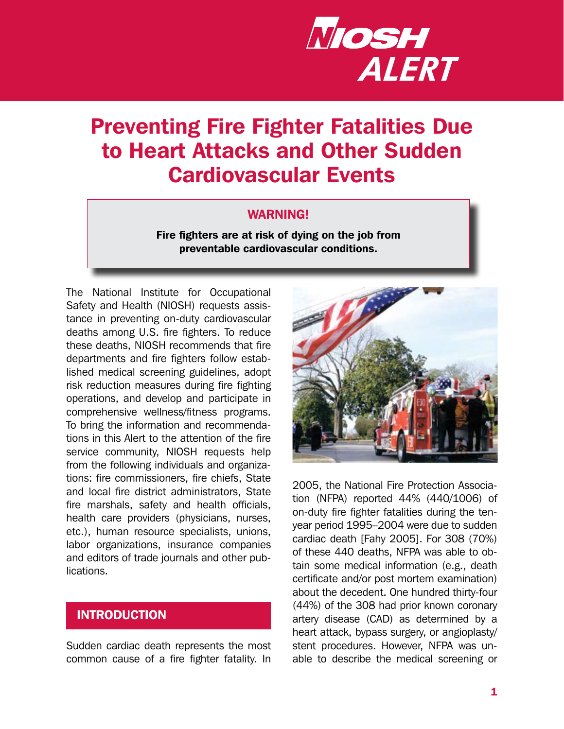# NIOSH ALERT

# Preventing Fire Fighter Fatalities Due to Heart Attacks and Other Sudden Cardiovascular Events

**WARNING!**

**Fire fighters are at risk of dying on the job from preventable cardiovascular conditions.**

The National Institute for Occupational Safety and Health (NIOSH) requests assistance in preventing on-duty cardiovascular deaths among U.S. fire fighters. To reduce these deaths, NIOSH recommends that fire departments and fire fighters follow established medical screening guidelines, adopt risk reduction measures during fire fighting operations, and develop and participate in comprehensive wellness/fitness programs. To bring the information and recommendations in this Alert to the attention of the fire service community, NIOSH requests help from the following individuals and organizations: fire commissioners, fire chiefs, State and local fire district administrators, State fire marshals, safety and health officials, health care providers (physicians, nurses, etc.), human resource specialists, unions, labor organizations, insurance companies and editors of trade journals and other publications.

## INTRODUCTION

Sudden cardiac death represents the most common cause of a fire fighter fatality. In 2005, the National Fire Protection Association (NFPA) reported 44% (440/1006) of on-duty fire fighter fatalities during the ten-year period 1995–2004 were due to sudden cardiac death [Fahy 2005]. For 308 (70%) of these 440 deaths, NFPA was able to obtain some medical information (e.g., death certificate and/or post mortem examination) about the decedent. One hundred thirty-four (44%) of the 308 had prior known coronary artery disease (CAD) as determined by a heart attack, bypass surgery, or angioplasty/stent procedures. However, NFPA was unable to describe the medical screening or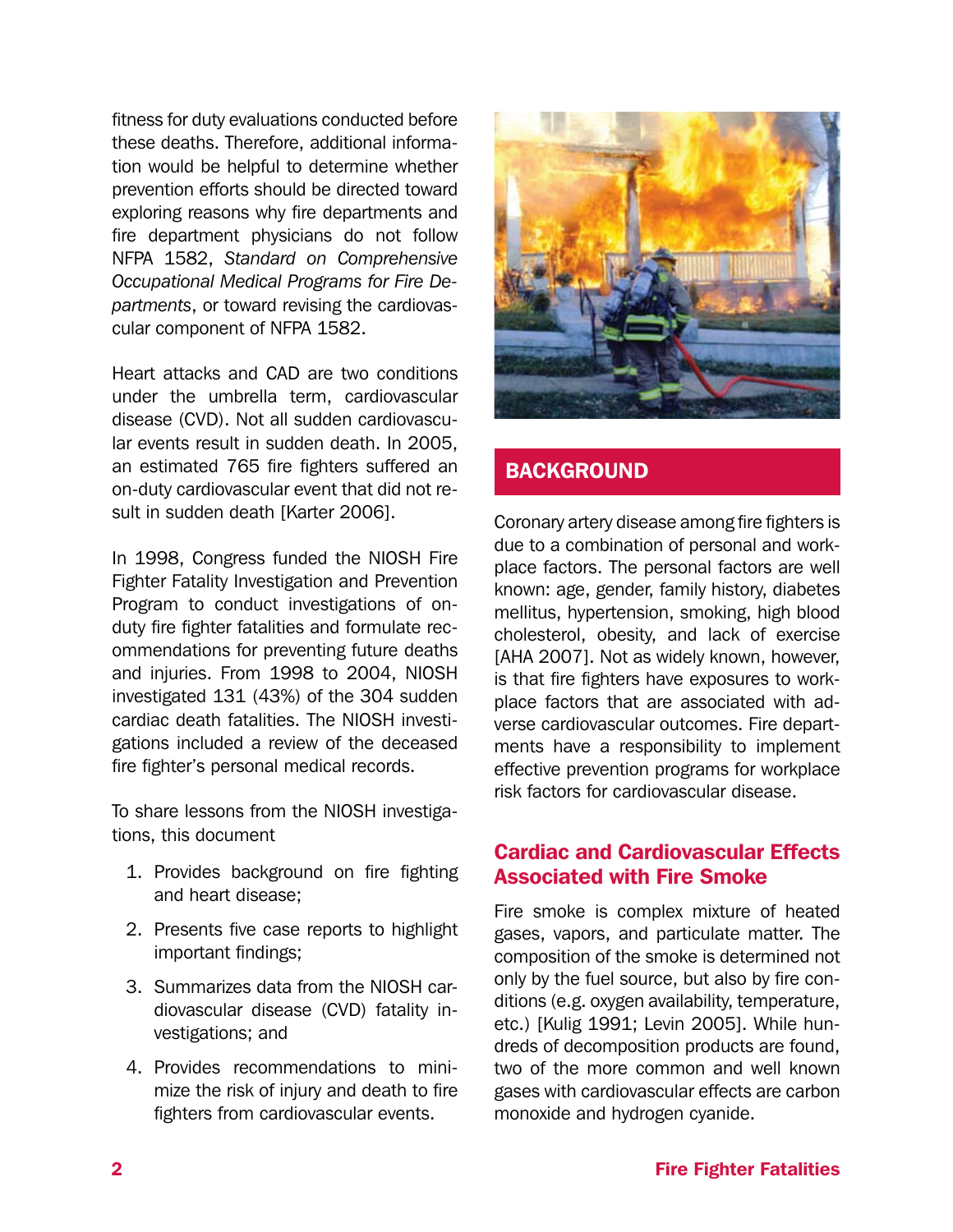fitness for duty evaluations conducted before these deaths. Therefore, additional information would be helpful to determine whether prevention efforts should be directed toward exploring reasons why fire departments and fire department physicians do not follow NFPA 1582, *Standard on Comprehensive Occupational Medical Programs for Fire Departments*, or toward revising the cardiovascular component of NFPA 1582.

Heart attacks and CAD are two conditions under the umbrella term, cardiovascular disease (CVD). Not all sudden cardiovascular events result in sudden death. In 2005, an estimated 765 fire fighters suffered an on-duty cardiovascular event that did not result in sudden death [Karter 2006].

In 1998, Congress funded the NIOSH Fire Fighter Fatality Investigation and Prevention Program to conduct investigations of on-duty fire fighter fatalities and formulate recommendations for preventing future deaths and injuries. From 1998 to 2004, NIOSH investigated 131 (43%) of the 304 sudden cardiac death fatalities. The NIOSH investigations included a review of the deceased fire fighter's personal medical records.

To share lessons from the NIOSH investigations, this document

1. Provides background on fire fighting and heart disease;
2. Presents five case reports to highlight important findings;
3. Summarizes data from the NIOSH cardiovascular disease (CVD) fatality investigations; and
4. Provides recommendations to minimize the risk of injury and death to fire fighters from cardiovascular events.

## BACKGROUND

Coronary artery disease among fire fighters is due to a combination of personal and workplace factors. The personal factors are well known: age, gender, family history, diabetes mellitus, hypertension, smoking, high blood cholesterol, obesity, and lack of exercise [AHA 2007]. Not as widely known, however, is that fire fighters have exposures to workplace factors that are associated with adverse cardiovascular outcomes. Fire departments have a responsibility to implement effective prevention programs for workplace risk factors for cardiovascular disease.

### Cardiac and Cardiovascular Effects Associated with Fire Smoke

Fire smoke is complex mixture of heated gases, vapors, and particulate matter. The composition of the smoke is determined not only by the fuel source, but also by fire conditions (e.g. oxygen availability, temperature, etc.) [Kulig 1991; Levin 2005]. While hundreds of decomposition products are found, two of the more common and well known gases with cardiovascular effects are carbon monoxide and hydrogen cyanide.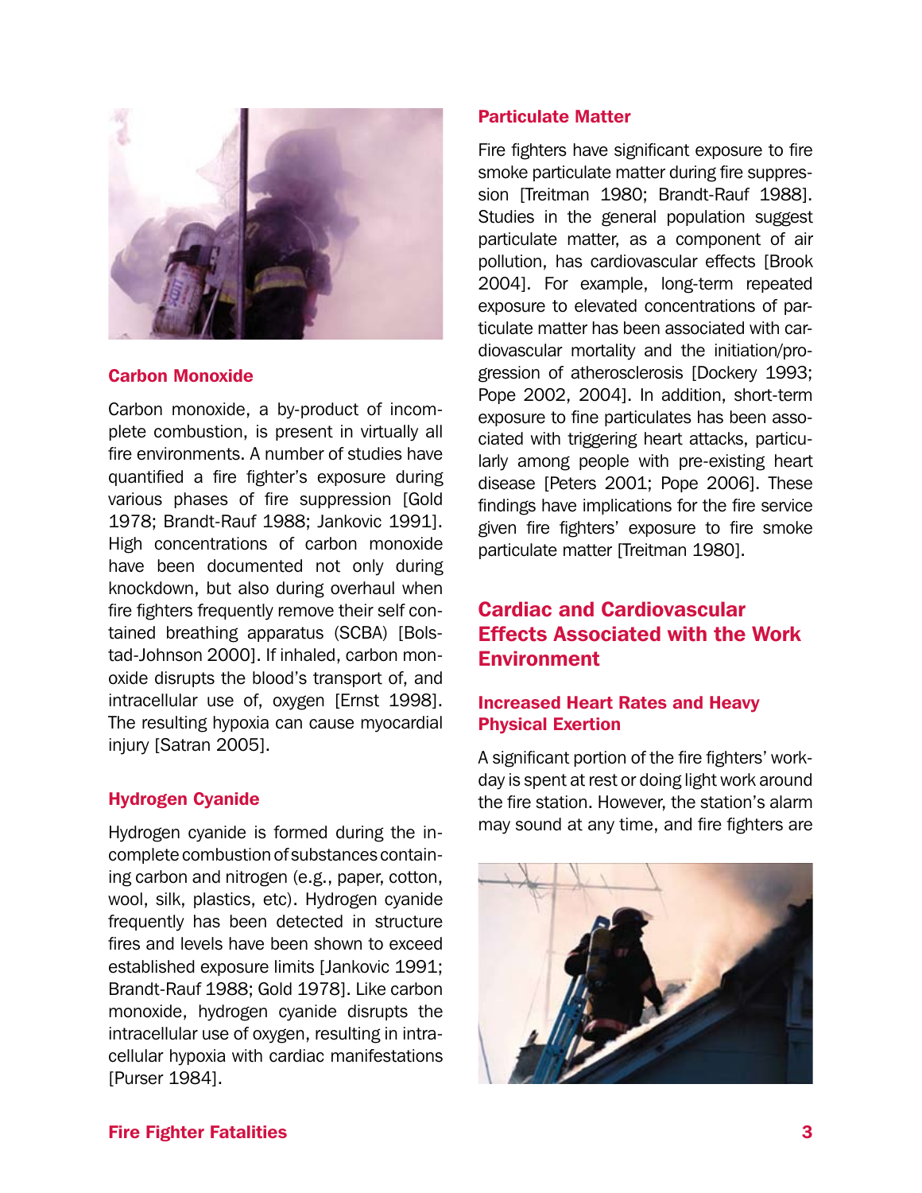### Carbon Monoxide

Carbon monoxide, a by-product of incomplete combustion, is present in virtually all fire environments. A number of studies have quantified a fire fighter's exposure during various phases of fire suppression [Gold 1978; Brandt-Rauf 1988; Jankovic 1991]. High concentrations of carbon monoxide have been documented not only during knockdown, but also during overhaul when fire fighters frequently remove their self contained breathing apparatus (SCBA) [Bolstad-Johnson 2000]. If inhaled, carbon monoxide disrupts the blood's transport of, and intracellular use of, oxygen [Ernst 1998]. The resulting hypoxia can cause myocardial injury [Satran 2005].

### Hydrogen Cyanide

Hydrogen cyanide is formed during the incomplete combustion of substances containing carbon and nitrogen (e.g., paper, cotton, wool, silk, plastics, etc). Hydrogen cyanide frequently has been detected in structure fires and levels have been shown to exceed established exposure limits [Jankovic 1991; Brandt-Rauf 1988; Gold 1978]. Like carbon monoxide, hydrogen cyanide disrupts the intracellular use of oxygen, resulting in intracellular hypoxia with cardiac manifestations [Purser 1984].

### Particulate Matter

Fire fighters have significant exposure to fire smoke particulate matter during fire suppression [Treitman 1980; Brandt-Rauf 1988]. Studies in the general population suggest particulate matter, as a component of air pollution, has cardiovascular effects [Brook 2004]. For example, long-term repeated exposure to elevated concentrations of particulate matter has been associated with cardiovascular mortality and the initiation/progression of atherosclerosis [Dockery 1993; Pope 2002, 2004]. In addition, short-term exposure to fine particulates has been associated with triggering heart attacks, particularly among people with pre-existing heart disease [Peters 2001; Pope 2006]. These findings have implications for the fire service given fire fighters' exposure to fire smoke particulate matter [Treitman 1980].

## Cardiac and Cardiovascular Effects Associated with the Work Environment

### Increased Heart Rates and Heavy Physical Exertion

A significant portion of the fire fighters' workday is spent at rest or doing light work around the fire station. However, the station's alarm may sound at any time, and fire fighters are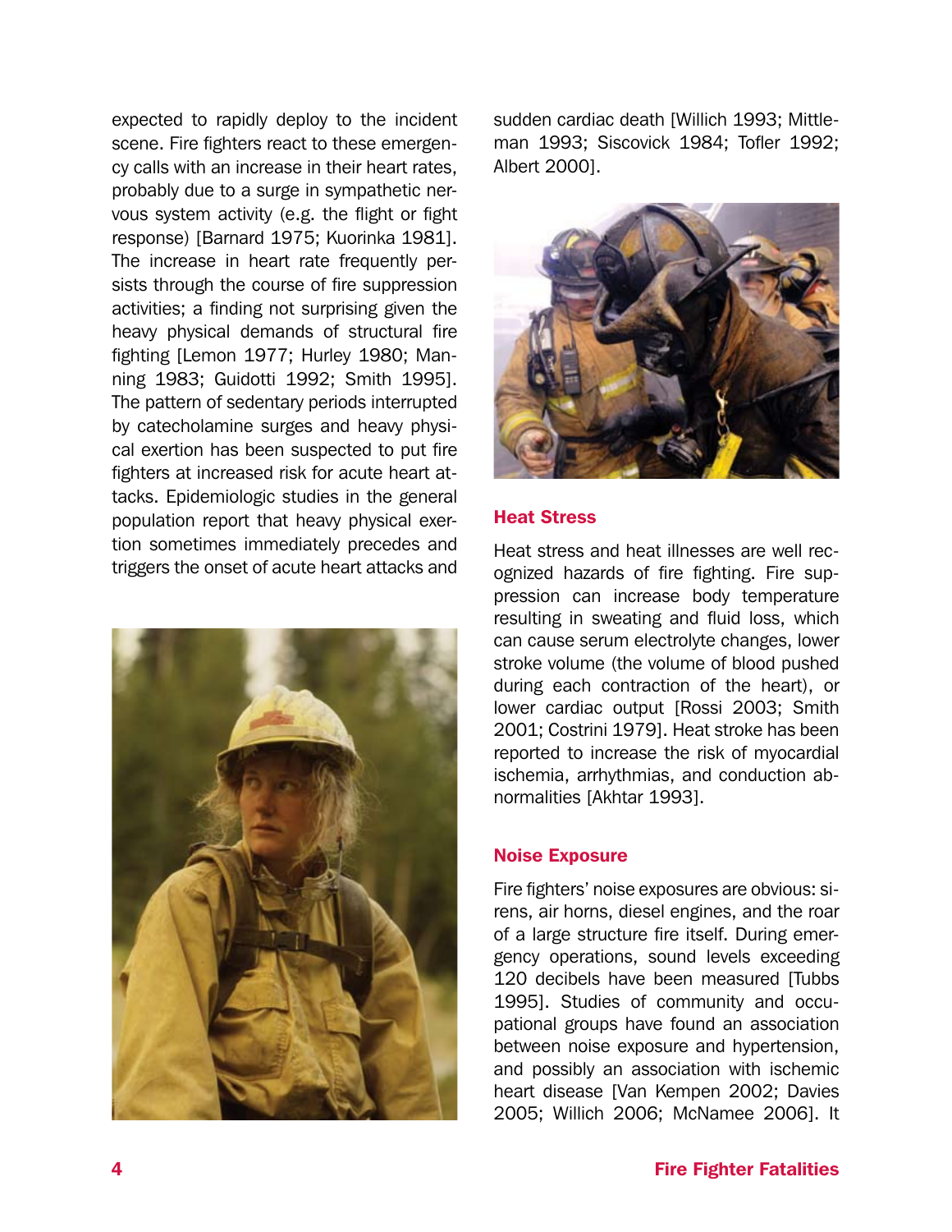expected to rapidly deploy to the incident scene. Fire fighters react to these emergency calls with an increase in their heart rates, probably due to a surge in sympathetic nervous system activity (e.g. the flight or fight response) [Barnard 1975; Kuorinka 1981]. The increase in heart rate frequently persists through the course of fire suppression activities; a finding not surprising given the heavy physical demands of structural fire fighting [Lemon 1977; Hurley 1980; Manning 1983; Guidotti 1992; Smith 1995]. The pattern of sedentary periods interrupted by catecholamine surges and heavy physical exertion has been suspected to put fire fighters at increased risk for acute heart attacks. Epidemiologic studies in the general population report that heavy physical exertion sometimes immediately precedes and triggers the onset of acute heart attacks and sudden cardiac death [Willich 1993; Mittleman 1993; Siscovick 1984; Tofler 1992; Albert 2000].

## Heat Stress

Heat stress and heat illnesses are well recognized hazards of fire fighting. Fire suppression can increase body temperature resulting in sweating and fluid loss, which can cause serum electrolyte changes, lower stroke volume (the volume of blood pushed during each contraction of the heart), or lower cardiac output [Rossi 2003; Smith 2001; Costrini 1979]. Heat stroke has been reported to increase the risk of myocardial ischemia, arrhythmias, and conduction abnormalities [Akhtar 1993].

## Noise Exposure

Fire fighters' noise exposures are obvious: sirens, air horns, diesel engines, and the roar of a large structure fire itself. During emergency operations, sound levels exceeding 120 decibels have been measured [Tubbs 1995]. Studies of community and occupational groups have found an association between noise exposure and hypertension, and possibly an association with ischemic heart disease [Van Kempen 2002; Davies 2005; Willich 2006; McNamee 2006]. It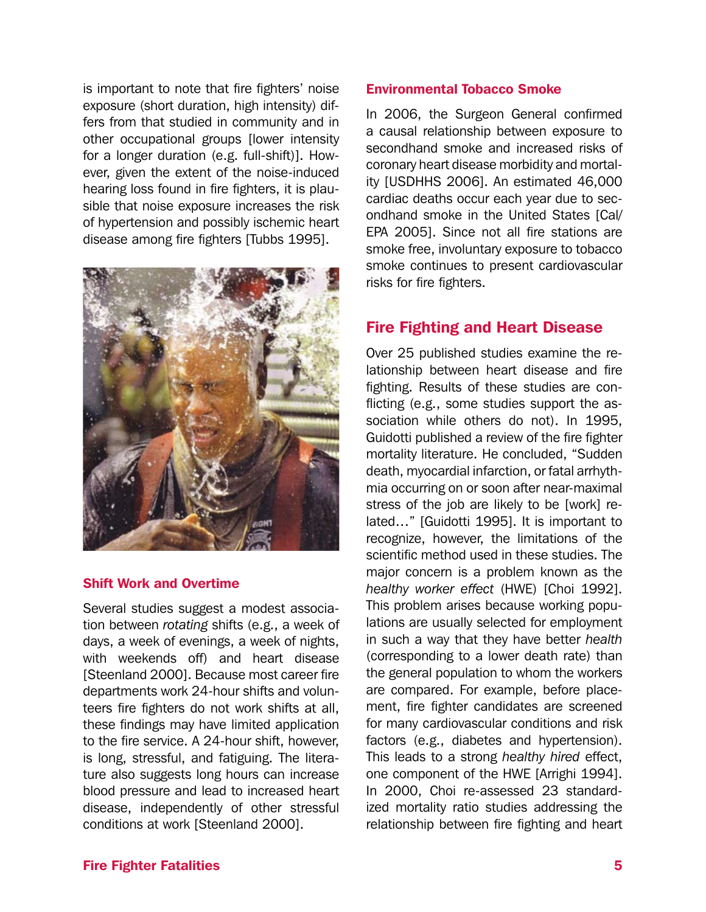is important to note that fire fighters' noise exposure (short duration, high intensity) differs from that studied in community and in other occupational groups [lower intensity for a longer duration (e.g. full-shift)]. However, given the extent of the noise-induced hearing loss found in fire fighters, it is plausible that noise exposure increases the risk of hypertension and possibly ischemic heart disease among fire fighters [Tubbs 1995].

### Shift Work and Overtime

Several studies suggest a modest association between *rotating* shifts (e.g., a week of days, a week of evenings, a week of nights, with weekends off) and heart disease [Steenland 2000]. Because most career fire departments work 24-hour shifts and volunteers fire fighters do not work shifts at all, these findings may have limited application to the fire service. A 24-hour shift, however, is long, stressful, and fatiguing. The literature also suggests long hours can increase blood pressure and lead to increased heart disease, independently of other stressful conditions at work [Steenland 2000].

### Environmental Tobacco Smoke

In 2006, the Surgeon General confirmed a causal relationship between exposure to secondhand smoke and increased risks of coronary heart disease morbidity and mortality [USDHHS 2006]. An estimated 46,000 cardiac deaths occur each year due to secondhand smoke in the United States [Cal/EPA 2005]. Since not all fire stations are smoke free, involuntary exposure to tobacco smoke continues to present cardiovascular risks for fire fighters.

## Fire Fighting and Heart Disease

Over 25 published studies examine the relationship between heart disease and fire fighting. Results of these studies are conflicting (e.g., some studies support the association while others do not). In 1995, Guidotti published a review of the fire fighter mortality literature. He concluded, "Sudden death, myocardial infarction, or fatal arrhythmia occurring on or soon after near-maximal stress of the job are likely to be [work] related…" [Guidotti 1995]. It is important to recognize, however, the limitations of the scientific method used in these studies. The major concern is a problem known as the *healthy worker effect* (HWE) [Choi 1992]. This problem arises because working populations are usually selected for employment in such a way that they have better *health* (corresponding to a lower death rate) than the general population to whom the workers are compared. For example, before placement, fire fighter candidates are screened for many cardiovascular conditions and risk factors (e.g., diabetes and hypertension). This leads to a strong *healthy hired* effect, one component of the HWE [Arrighi 1994]. In 2000, Choi re-assessed 23 standardized mortality ratio studies addressing the relationship between fire fighting and heart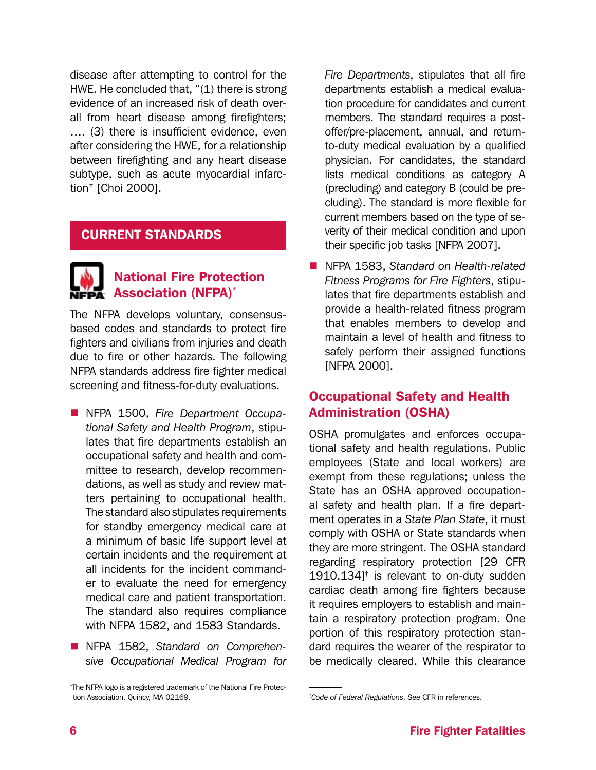disease after attempting to control for the HWE. He concluded that, "(1) there is strong evidence of an increased risk of death overall from heart disease among firefighters; .... (3) there is insufficient evidence, even after considering the HWE, for a relationship between firefighting and any heart disease subtype, such as acute myocardial infarction" [Choi 2000].

## CURRENT STANDARDS

### National Fire Protection Association (NFPA)*

The NFPA develops voluntary, consensus-based codes and standards to protect fire fighters and civilians from injuries and death due to fire or other hazards. The following NFPA standards address fire fighter medical screening and fitness-for-duty evaluations.

- NFPA 1500, *Fire Department Occupational Safety and Health Program*, stipulates that fire departments establish an occupational safety and health and committee to research, develop recommendations, as well as study and review matters pertaining to occupational health. The standard also stipulates requirements for standby emergency medical care at a minimum of basic life support level at certain incidents and the requirement at all incidents for the incident commander to evaluate the need for emergency medical care and patient transportation. The standard also requires compliance with NFPA 1582, and 1583 Standards.
- NFPA 1582, *Standard on Comprehensive Occupational Medical Program for Fire Departments*, stipulates that all fire departments establish a medical evaluation procedure for candidates and current members. The standard requires a post-offer/pre-placement, annual, and return-to-duty medical evaluation by a qualified physician. For candidates, the standard lists medical conditions as category A (precluding) and category B (could be precluding). The standard is more flexible for current members based on the type of severity of their medical condition and upon their specific job tasks [NFPA 2007].
- NFPA 1583, *Standard on Health-related Fitness Programs for Fire Fighters*, stipulates that fire departments establish and provide a health-related fitness program that enables members to develop and maintain a level of health and fitness to safely perform their assigned functions [NFPA 2000].

### Occupational Safety and Health Administration (OSHA)

OSHA promulgates and enforces occupational safety and health regulations. Public employees (State and local workers) are exempt from these regulations; unless the State has an OSHA approved occupational safety and health plan. If a fire department operates in a *State Plan State*, it must comply with OSHA or State standards when they are more stringent. The OSHA standard regarding respiratory protection [29 CFR 1910.134]† is relevant to on-duty sudden cardiac death among fire fighters because it requires employers to establish and maintain a respiratory protection program. One portion of this respiratory protection standard requires the wearer of the respirator to be medically cleared. While this clearance

*The NFPA logo is a registered trademark of the National Fire Protection Association, Quincy, MA 02169.

†*Code of Federal Regulations*. See CFR in references.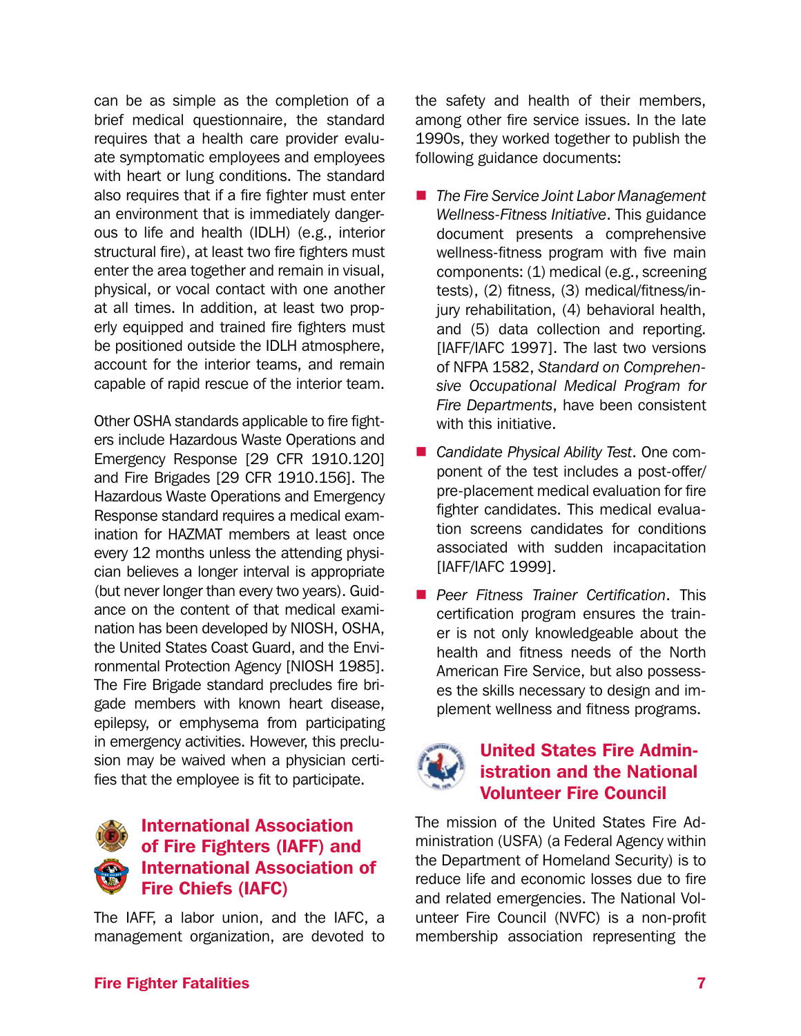can be as simple as the completion of a brief medical questionnaire, the standard requires that a health care provider evaluate symptomatic employees and employees with heart or lung conditions. The standard also requires that if a fire fighter must enter an environment that is immediately dangerous to life and health (IDLH) (e.g., interior structural fire), at least two fire fighters must enter the area together and remain in visual, physical, or vocal contact with one another at all times. In addition, at least two properly equipped and trained fire fighters must be positioned outside the IDLH atmosphere, account for the interior teams, and remain capable of rapid rescue of the interior team.

Other OSHA standards applicable to fire fighters include Hazardous Waste Operations and Emergency Response [29 CFR 1910.120] and Fire Brigades [29 CFR 1910.156]. The Hazardous Waste Operations and Emergency Response standard requires a medical examination for HAZMAT members at least once every 12 months unless the attending physician believes a longer interval is appropriate (but never longer than every two years). Guidance on the content of that medical examination has been developed by NIOSH, OSHA, the United States Coast Guard, and the Environmental Protection Agency [NIOSH 1985]. The Fire Brigade standard precludes fire brigade members with known heart disease, epilepsy, or emphysema from participating in emergency activities. However, this preclusion may be waived when a physician certifies that the employee is fit to participate.

## International Association of Fire Fighters (IAFF) and International Association of Fire Chiefs (IAFC)

The IAFF, a labor union, and the IAFC, a management organization, are devoted to the safety and health of their members, among other fire service issues. In the late 1990s, they worked together to publish the following guidance documents:

- *The Fire Service Joint Labor Management Wellness-Fitness Initiative*. This guidance document presents a comprehensive wellness-fitness program with five main components: (1) medical (e.g., screening tests), (2) fitness, (3) medical/fitness/injury rehabilitation, (4) behavioral health, and (5) data collection and reporting. [IAFF/IAFC 1997]. The last two versions of NFPA 1582, *Standard on Comprehensive Occupational Medical Program for Fire Departments*, have been consistent with this initiative.
- *Candidate Physical Ability Test*. One component of the test includes a post-offer/pre-placement medical evaluation for fire fighter candidates. This medical evaluation screens candidates for conditions associated with sudden incapacitation [IAFF/IAFC 1999].
- *Peer Fitness Trainer Certification*. This certification program ensures the trainer is not only knowledgeable about the health and fitness needs of the North American Fire Service, but also possesses the skills necessary to design and implement wellness and fitness programs.

## United States Fire Administration and the National Volunteer Fire Council

The mission of the United States Fire Administration (USFA) (a Federal Agency within the Department of Homeland Security) is to reduce life and economic losses due to fire and related emergencies. The National Volunteer Fire Council (NVFC) is a non-profit membership association representing the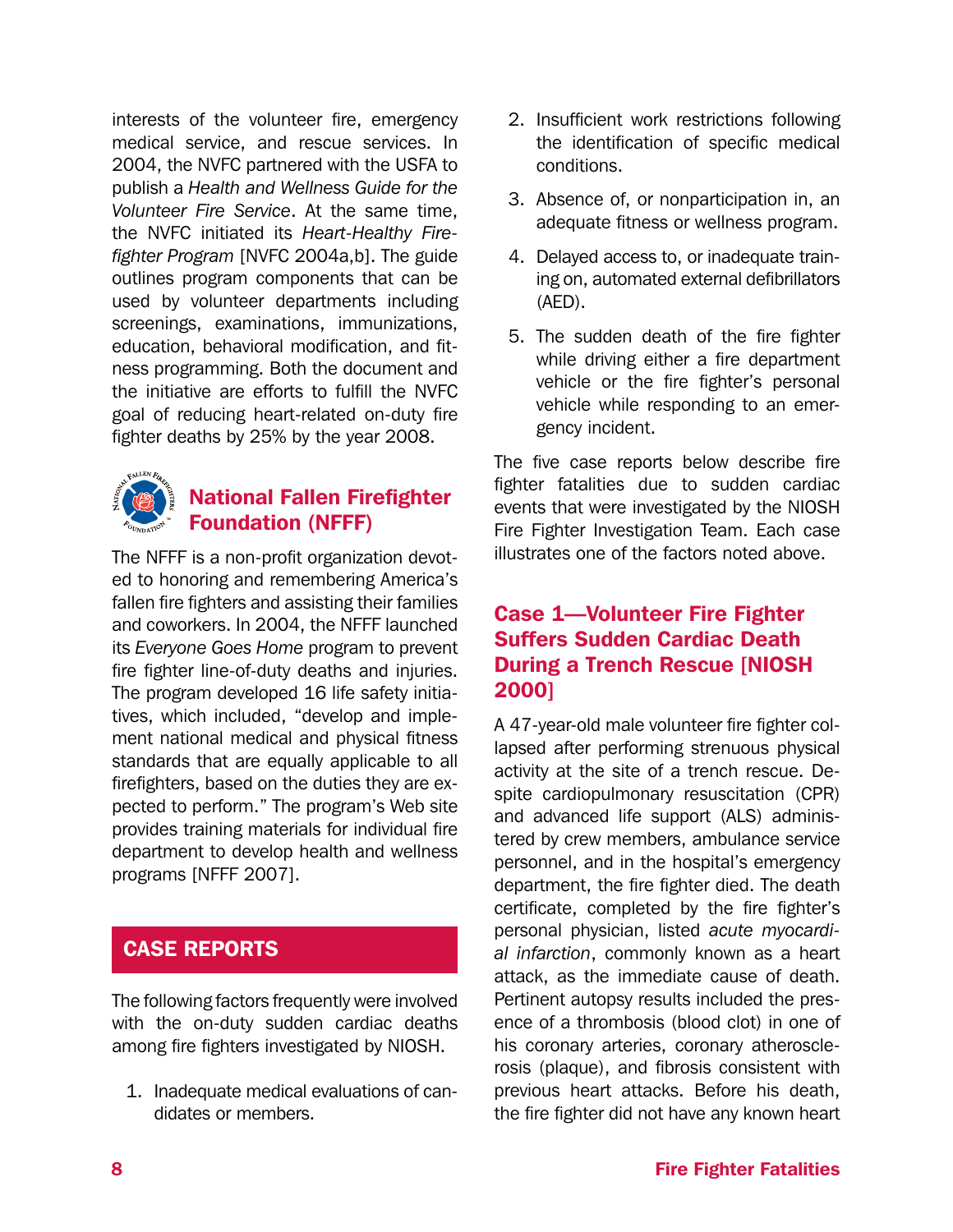interests of the volunteer fire, emergency medical service, and rescue services. In 2004, the NVFC partnered with the USFA to publish a *Health and Wellness Guide for the Volunteer Fire Service*. At the same time, the NVFC initiated its *Heart-Healthy Firefighter Program* [NVFC 2004a,b]. The guide outlines program components that can be used by volunteer departments including screenings, examinations, immunizations, education, behavioral modification, and fitness programming. Both the document and the initiative are efforts to fulfill the NVFC goal of reducing heart-related on-duty fire fighter deaths by 25% by the year 2008.

## National Fallen Firefighter Foundation (NFFF)

The NFFF is a non-profit organization devoted to honoring and remembering America's fallen fire fighters and assisting their families and coworkers. In 2004, the NFFF launched its *Everyone Goes Home* program to prevent fire fighter line-of-duty deaths and injuries. The program developed 16 life safety initiatives, which included, "develop and implement national medical and physical fitness standards that are equally applicable to all firefighters, based on the duties they are expected to perform." The program's Web site provides training materials for individual fire department to develop health and wellness programs [NFFF 2007].

# CASE REPORTS

The following factors frequently were involved with the on-duty sudden cardiac deaths among fire fighters investigated by NIOSH.

1. Inadequate medical evaluations of candidates or members.
2. Insufficient work restrictions following the identification of specific medical conditions.
3. Absence of, or nonparticipation in, an adequate fitness or wellness program.
4. Delayed access to, or inadequate training on, automated external defibrillators (AED).
5. The sudden death of the fire fighter while driving either a fire department vehicle or the fire fighter's personal vehicle while responding to an emergency incident.

The five case reports below describe fire fighter fatalities due to sudden cardiac events that were investigated by the NIOSH Fire Fighter Investigation Team. Each case illustrates one of the factors noted above.

## Case 1—Volunteer Fire Fighter Suffers Sudden Cardiac Death During a Trench Rescue [NIOSH 2000]

A 47-year-old male volunteer fire fighter collapsed after performing strenuous physical activity at the site of a trench rescue. Despite cardiopulmonary resuscitation (CPR) and advanced life support (ALS) administered by crew members, ambulance service personnel, and in the hospital's emergency department, the fire fighter died. The death certificate, completed by the fire fighter's personal physician, listed *acute myocardial infarction*, commonly known as a heart attack, as the immediate cause of death. Pertinent autopsy results included the presence of a thrombosis (blood clot) in one of his coronary arteries, coronary atherosclerosis (plaque), and fibrosis consistent with previous heart attacks. Before his death, the fire fighter did not have any known heart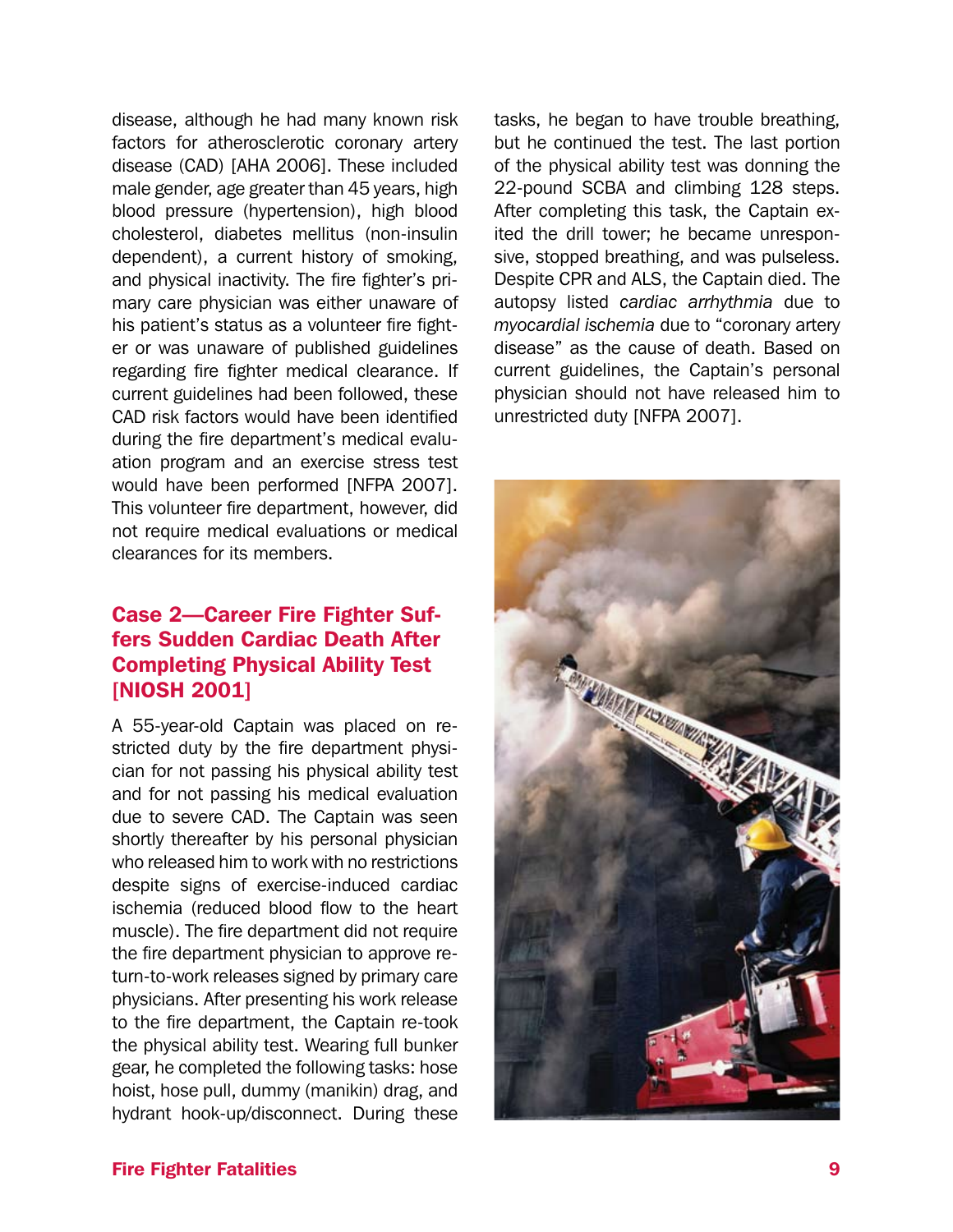disease, although he had many known risk factors for atherosclerotic coronary artery disease (CAD) [AHA 2006]. These included male gender, age greater than 45 years, high blood pressure (hypertension), high blood cholesterol, diabetes mellitus (non-insulin dependent), a current history of smoking, and physical inactivity. The fire fighter's primary care physician was either unaware of his patient's status as a volunteer fire fighter or was unaware of published guidelines regarding fire fighter medical clearance. If current guidelines had been followed, these CAD risk factors would have been identified during the fire department's medical evaluation program and an exercise stress test would have been performed [NFPA 2007]. This volunteer fire department, however, did not require medical evaluations or medical clearances for its members.

### Case 2—Career Fire Fighter Suffers Sudden Cardiac Death After Completing Physical Ability Test [NIOSH 2001]

A 55-year-old Captain was placed on restricted duty by the fire department physician for not passing his physical ability test and for not passing his medical evaluation due to severe CAD. The Captain was seen shortly thereafter by his personal physician who released him to work with no restrictions despite signs of exercise-induced cardiac ischemia (reduced blood flow to the heart muscle). The fire department did not require the fire department physician to approve return-to-work releases signed by primary care physicians. After presenting his work release to the fire department, the Captain re-took the physical ability test. Wearing full bunker gear, he completed the following tasks: hose hoist, hose pull, dummy (manikin) drag, and hydrant hook-up/disconnect. During these tasks, he began to have trouble breathing, but he continued the test. The last portion of the physical ability test was donning the 22-pound SCBA and climbing 128 steps. After completing this task, the Captain exited the drill tower; he became unresponsive, stopped breathing, and was pulseless. Despite CPR and ALS, the Captain died. The autopsy listed *cardiac arrhythmia* due to *myocardial ischemia* due to "coronary artery disease" as the cause of death. Based on current guidelines, the Captain's personal physician should not have released him to unrestricted duty [NFPA 2007].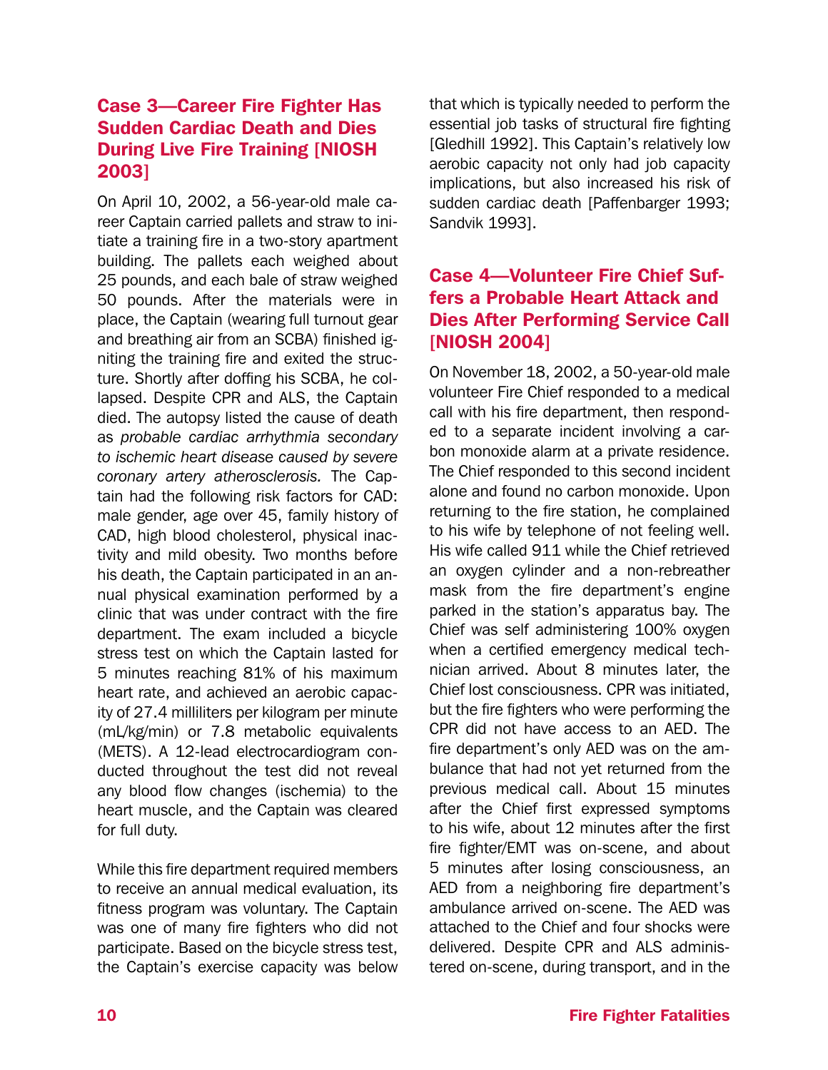## Case 3—Career Fire Fighter Has Sudden Cardiac Death and Dies During Live Fire Training [NIOSH 2003]

On April 10, 2002, a 56-year-old male career Captain carried pallets and straw to initiate a training fire in a two-story apartment building. The pallets each weighed about 25 pounds, and each bale of straw weighed 50 pounds. After the materials were in place, the Captain (wearing full turnout gear and breathing air from an SCBA) finished igniting the training fire and exited the structure. Shortly after doffing his SCBA, he collapsed. Despite CPR and ALS, the Captain died. The autopsy listed the cause of death as *probable cardiac arrhythmia secondary to ischemic heart disease caused by severe coronary artery atherosclerosis.* The Captain had the following risk factors for CAD: male gender, age over 45, family history of CAD, high blood cholesterol, physical inactivity and mild obesity. Two months before his death, the Captain participated in an annual physical examination performed by a clinic that was under contract with the fire department. The exam included a bicycle stress test on which the Captain lasted for 5 minutes reaching 81% of his maximum heart rate, and achieved an aerobic capacity of 27.4 milliliters per kilogram per minute (mL/kg/min) or 7.8 metabolic equivalents (METS). A 12-lead electrocardiogram conducted throughout the test did not reveal any blood flow changes (ischemia) to the heart muscle, and the Captain was cleared for full duty.

While this fire department required members to receive an annual medical evaluation, its fitness program was voluntary. The Captain was one of many fire fighters who did not participate. Based on the bicycle stress test, the Captain's exercise capacity was below that which is typically needed to perform the essential job tasks of structural fire fighting [Gledhill 1992]. This Captain's relatively low aerobic capacity not only had job capacity implications, but also increased his risk of sudden cardiac death [Paffenbarger 1993; Sandvik 1993].

## Case 4—Volunteer Fire Chief Suffers a Probable Heart Attack and Dies After Performing Service Call [NIOSH 2004]

On November 18, 2002, a 50-year-old male volunteer Fire Chief responded to a medical call with his fire department, then responded to a separate incident involving a carbon monoxide alarm at a private residence. The Chief responded to this second incident alone and found no carbon monoxide. Upon returning to the fire station, he complained to his wife by telephone of not feeling well. His wife called 911 while the Chief retrieved an oxygen cylinder and a non-rebreather mask from the fire department's engine parked in the station's apparatus bay. The Chief was self administering 100% oxygen when a certified emergency medical technician arrived. About 8 minutes later, the Chief lost consciousness. CPR was initiated, but the fire fighters who were performing the CPR did not have access to an AED. The fire department's only AED was on the ambulance that had not yet returned from the previous medical call. About 15 minutes after the Chief first expressed symptoms to his wife, about 12 minutes after the first fire fighter/EMT was on-scene, and about 5 minutes after losing consciousness, an AED from a neighboring fire department's ambulance arrived on-scene. The AED was attached to the Chief and four shocks were delivered. Despite CPR and ALS administered on-scene, during transport, and in the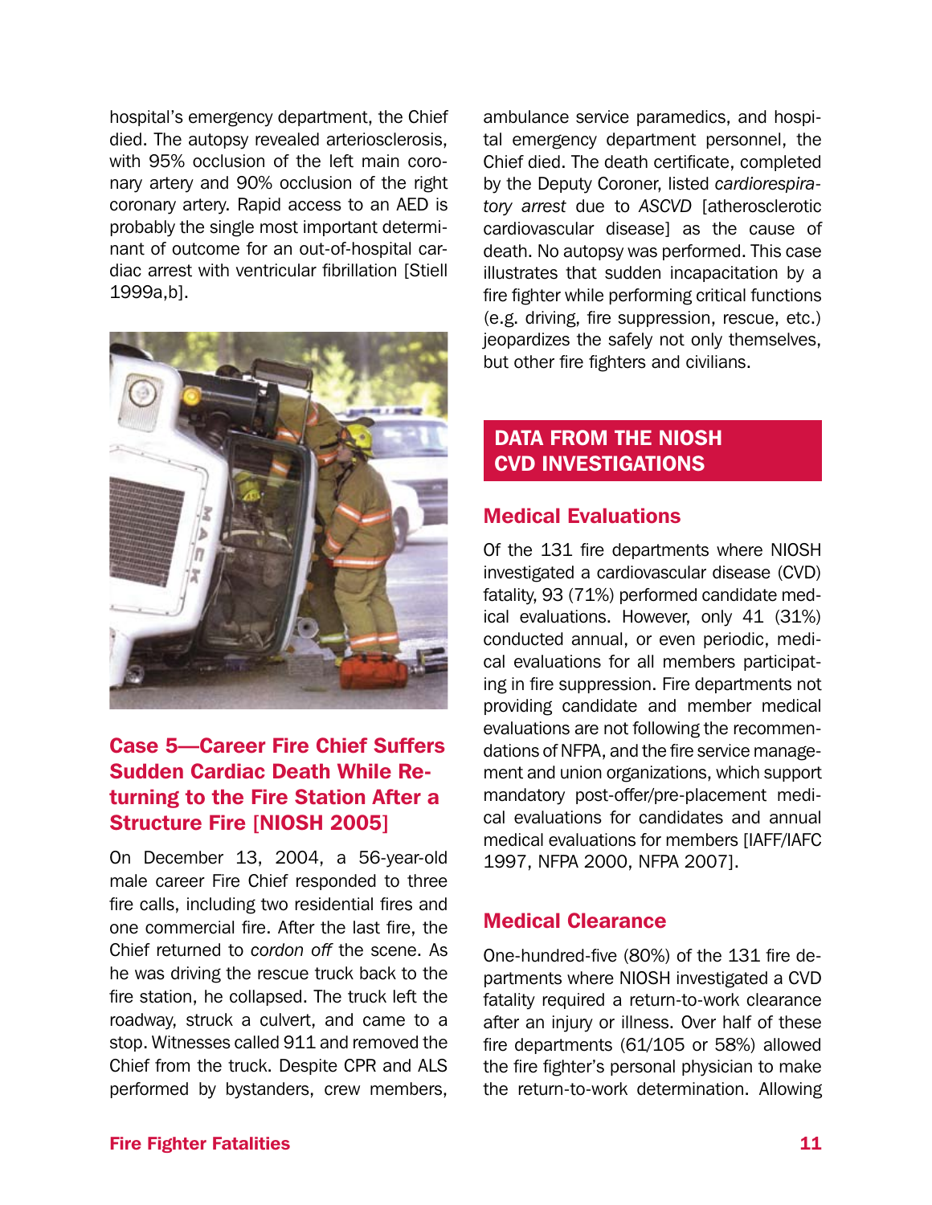hospital's emergency department, the Chief died. The autopsy revealed arteriosclerosis, with 95% occlusion of the left main coronary artery and 90% occlusion of the right coronary artery. Rapid access to an AED is probably the single most important determinant of outcome for an out-of-hospital cardiac arrest with ventricular fibrillation [Stiell 1999a,b].

### Case 5—Career Fire Chief Suffers Sudden Cardiac Death While Returning to the Fire Station After a Structure Fire [NIOSH 2005]

On December 13, 2004, a 56-year-old male career Fire Chief responded to three fire calls, including two residential fires and one commercial fire. After the last fire, the Chief returned to *cordon off* the scene. As he was driving the rescue truck back to the fire station, he collapsed. The truck left the roadway, struck a culvert, and came to a stop. Witnesses called 911 and removed the Chief from the truck. Despite CPR and ALS performed by bystanders, crew members, ambulance service paramedics, and hospital emergency department personnel, the Chief died. The death certificate, completed by the Deputy Coroner, listed *cardiorespiratory arrest* due to *ASCVD* [atherosclerotic cardiovascular disease] as the cause of death. No autopsy was performed. This case illustrates that sudden incapacitation by a fire fighter while performing critical functions (e.g. driving, fire suppression, rescue, etc.) jeopardizes the safely not only themselves, but other fire fighters and civilians.

## DATA FROM THE NIOSH CVD INVESTIGATIONS

### Medical Evaluations

Of the 131 fire departments where NIOSH investigated a cardiovascular disease (CVD) fatality, 93 (71%) performed candidate medical evaluations. However, only 41 (31%) conducted annual, or even periodic, medical evaluations for all members participating in fire suppression. Fire departments not providing candidate and member medical evaluations are not following the recommendations of NFPA, and the fire service management and union organizations, which support mandatory post-offer/pre-placement medical evaluations for candidates and annual medical evaluations for members [IAFF/IAFC 1997, NFPA 2000, NFPA 2007].

### Medical Clearance

One-hundred-five (80%) of the 131 fire departments where NIOSH investigated a CVD fatality required a return-to-work clearance after an injury or illness. Over half of these fire departments (61/105 or 58%) allowed the fire fighter's personal physician to make the return-to-work determination. Allowing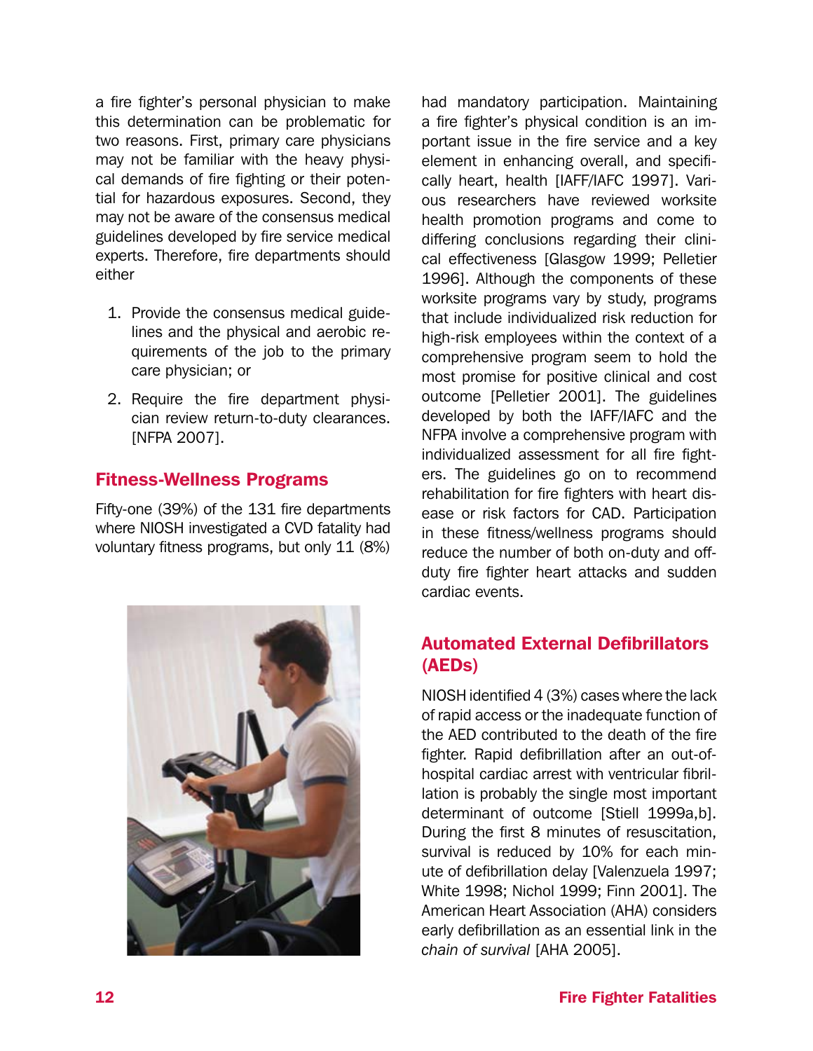a fire fighter's personal physician to make this determination can be problematic for two reasons. First, primary care physicians may not be familiar with the heavy physical demands of fire fighting or their potential for hazardous exposures. Second, they may not be aware of the consensus medical guidelines developed by fire service medical experts. Therefore, fire departments should either

1. Provide the consensus medical guidelines and the physical and aerobic requirements of the job to the primary care physician; or
2. Require the fire department physician review return-to-duty clearances. [NFPA 2007].

## Fitness-Wellness Programs

Fifty-one (39%) of the 131 fire departments where NIOSH investigated a CVD fatality had voluntary fitness programs, but only 11 (8%) had mandatory participation. Maintaining a fire fighter's physical condition is an important issue in the fire service and a key element in enhancing overall, and specifically heart, health [IAFF/IAFC 1997]. Various researchers have reviewed worksite health promotion programs and come to differing conclusions regarding their clinical effectiveness [Glasgow 1999; Pelletier 1996]. Although the components of these worksite programs vary by study, programs that include individualized risk reduction for high-risk employees within the context of a comprehensive program seem to hold the most promise for positive clinical and cost outcome [Pelletier 2001]. The guidelines developed by both the IAFF/IAFC and the NFPA involve a comprehensive program with individualized assessment for all fire fighters. The guidelines go on to recommend rehabilitation for fire fighters with heart disease or risk factors for CAD. Participation in these fitness/wellness programs should reduce the number of both on-duty and off-duty fire fighter heart attacks and sudden cardiac events.

## Automated External Defibrillators (AEDs)

NIOSH identified 4 (3%) cases where the lack of rapid access or the inadequate function of the AED contributed to the death of the fire fighter. Rapid defibrillation after an out-of-hospital cardiac arrest with ventricular fibrillation is probably the single most important determinant of outcome [Stiell 1999a,b]. During the first 8 minutes of resuscitation, survival is reduced by 10% for each minute of defibrillation delay [Valenzuela 1997; White 1998; Nichol 1999; Finn 2001]. The American Heart Association (AHA) considers early defibrillation as an essential link in the *chain of survival* [AHA 2005].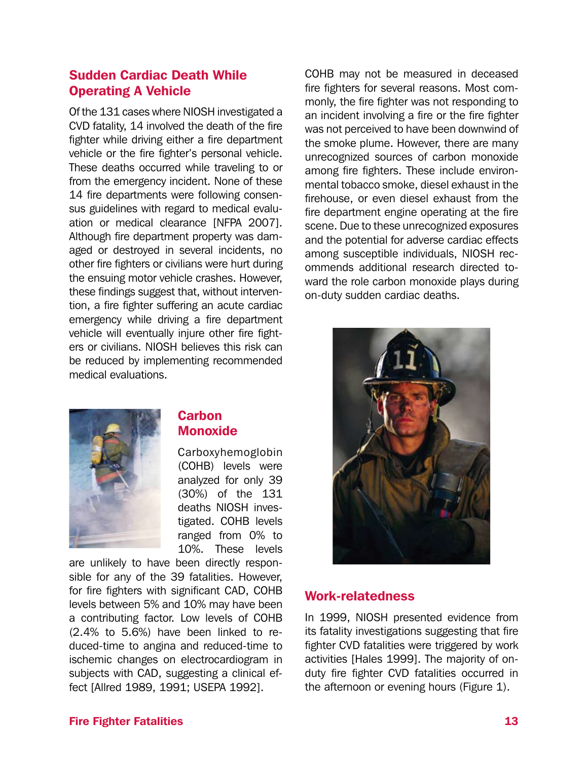## Sudden Cardiac Death While Operating A Vehicle

Of the 131 cases where NIOSH investigated a CVD fatality, 14 involved the death of the fire fighter while driving either a fire department vehicle or the fire fighter's personal vehicle. These deaths occurred while traveling to or from the emergency incident. None of these 14 fire departments were following consensus guidelines with regard to medical evaluation or medical clearance [NFPA 2007]. Although fire department property was damaged or destroyed in several incidents, no other fire fighters or civilians were hurt during the ensuing motor vehicle crashes. However, these findings suggest that, without intervention, a fire fighter suffering an acute cardiac emergency while driving a fire department vehicle will eventually injure other fire fighters or civilians. NIOSH believes this risk can be reduced by implementing recommended medical evaluations.

## Carbon Monoxide

Carboxyhemoglobin (COHB) levels were analyzed for only 39 (30%) of the 131 deaths NIOSH investigated. COHB levels ranged from 0% to 10%. These levels are unlikely to have been directly responsible for any of the 39 fatalities. However, for fire fighters with significant CAD, COHB levels between 5% and 10% may have been a contributing factor. Low levels of COHB (2.4% to 5.6%) have been linked to reduced-time to angina and reduced-time to ischemic changes on electrocardiogram in subjects with CAD, suggesting a clinical effect [Allred 1989, 1991; USEPA 1992].

COHB may not be measured in deceased fire fighters for several reasons. Most commonly, the fire fighter was not responding to an incident involving a fire or the fire fighter was not perceived to have been downwind of the smoke plume. However, there are many unrecognized sources of carbon monoxide among fire fighters. These include environmental tobacco smoke, diesel exhaust in the firehouse, or even diesel exhaust from the fire department engine operating at the fire scene. Due to these unrecognized exposures and the potential for adverse cardiac effects among susceptible individuals, NIOSH recommends additional research directed toward the role carbon monoxide plays during on-duty sudden cardiac deaths.

## Work-relatedness

In 1999, NIOSH presented evidence from its fatality investigations suggesting that fire fighter CVD fatalities were triggered by work activities [Hales 1999]. The majority of on-duty fire fighter CVD fatalities occurred in the afternoon or evening hours (Figure 1).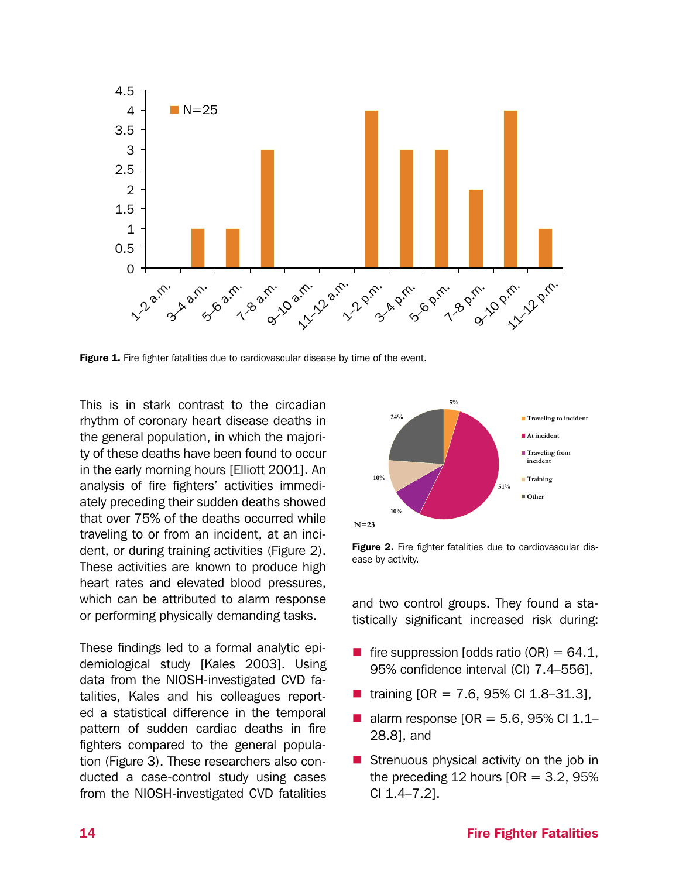**Figure 1.** Fire fighter fatalities due to cardiovascular disease by time of the event.

**Figure 2.** Fire fighter fatalities due to cardiovascular disease by activity.

This is in stark contrast to the circadian rhythm of coronary heart disease deaths in the general population, in which the majority of these deaths have been found to occur in the early morning hours [Elliott 2001]. An analysis of fire fighters' activities immediately preceding their sudden deaths showed that over 75% of the deaths occurred while traveling to or from an incident, at an incident, or during training activities (Figure 2). These activities are known to produce high heart rates and elevated blood pressures, which can be attributed to alarm response or performing physically demanding tasks.

These findings led to a formal analytic epidemiological study [Kales 2003]. Using data from the NIOSH-investigated CVD fatalities, Kales and his colleagues reported a statistical difference in the temporal pattern of sudden cardiac deaths in fire fighters compared to the general population (Figure 3). These researchers also conducted a case-control study using cases from the NIOSH-investigated CVD fatalities and two control groups. They found a statistically significant increased risk during:

- fire suppression [odds ratio (OR) = 64.1, 95% confidence interval (CI) 7.4–556],
- training [OR = 7.6, 95% CI 1.8–31.3],
- alarm response [OR = 5.6, 95% CI 1.1–28.8], and
- Strenuous physical activity on the job in the preceding 12 hours [OR = 3.2, 95% CI 1.4–7.2].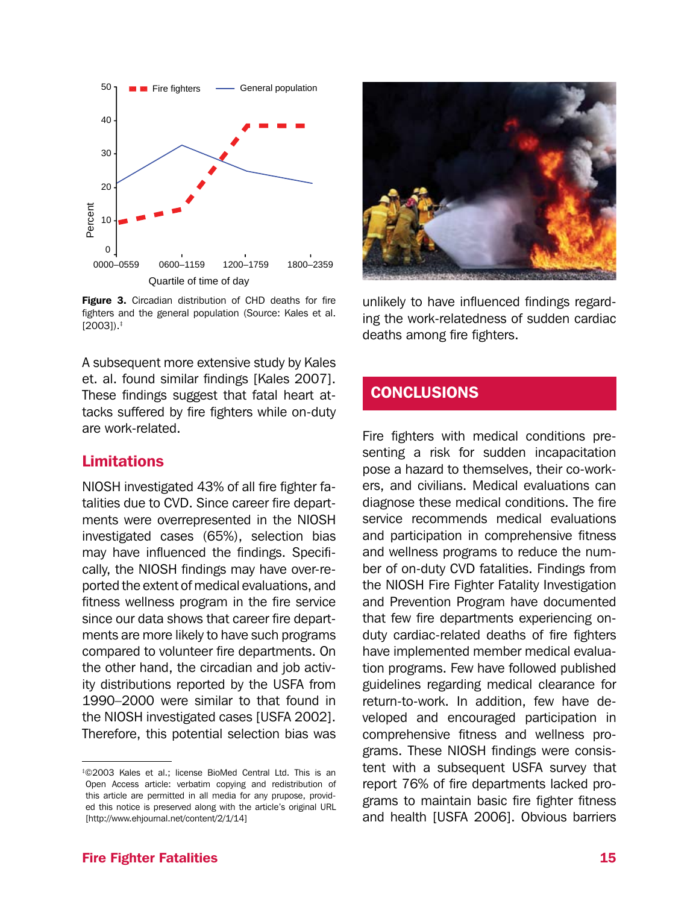Figure 3. Circadian distribution of CHD deaths for fire fighters and the general population (Source: Kales et al. [2003]).‡

A subsequent more extensive study by Kales et. al. found similar findings [Kales 2007]. These findings suggest that fatal heart attacks suffered by fire fighters while on-duty are work-related.

## Limitations

NIOSH investigated 43% of all fire fighter fatalities due to CVD. Since career fire departments were overrepresented in the NIOSH investigated cases (65%), selection bias may have influenced the findings. Specifically, the NIOSH findings may have over-reported the extent of medical evaluations, and fitness wellness program in the fire service since our data shows that career fire departments are more likely to have such programs compared to volunteer fire departments. On the other hand, the circadian and job activity distributions reported by the USFA from 1990–2000 were similar to that found in the NIOSH investigated cases [USFA 2002]. Therefore, this potential selection bias was unlikely to have influenced findings regarding the work-relatedness of sudden cardiac deaths among fire fighters.

## CONCLUSIONS

Fire fighters with medical conditions presenting a risk for sudden incapacitation pose a hazard to themselves, their co-workers, and civilians. Medical evaluations can diagnose these medical conditions. The fire service recommends medical evaluations and participation in comprehensive fitness and wellness programs to reduce the number of on-duty CVD fatalities. Findings from the NIOSH Fire Fighter Fatality Investigation and Prevention Program have documented that few fire departments experiencing on-duty cardiac-related deaths of fire fighters have implemented member medical evaluation programs. Few have followed published guidelines regarding medical clearance for return-to-work. In addition, few have developed and encouraged participation in comprehensive fitness and wellness programs. These NIOSH findings were consistent with a subsequent USFA survey that report 76% of fire departments lacked programs to maintain basic fire fighter fitness and health [USFA 2006]. Obvious barriers

‡©2003 Kales et al.; license BioMed Central Ltd. This is an Open Access article: verbatim copying and redistribution of this article are permitted in all media for any prupose, provided this notice is preserved along with the article's original URL [http://www.ehjournal.net/content/2/1/14]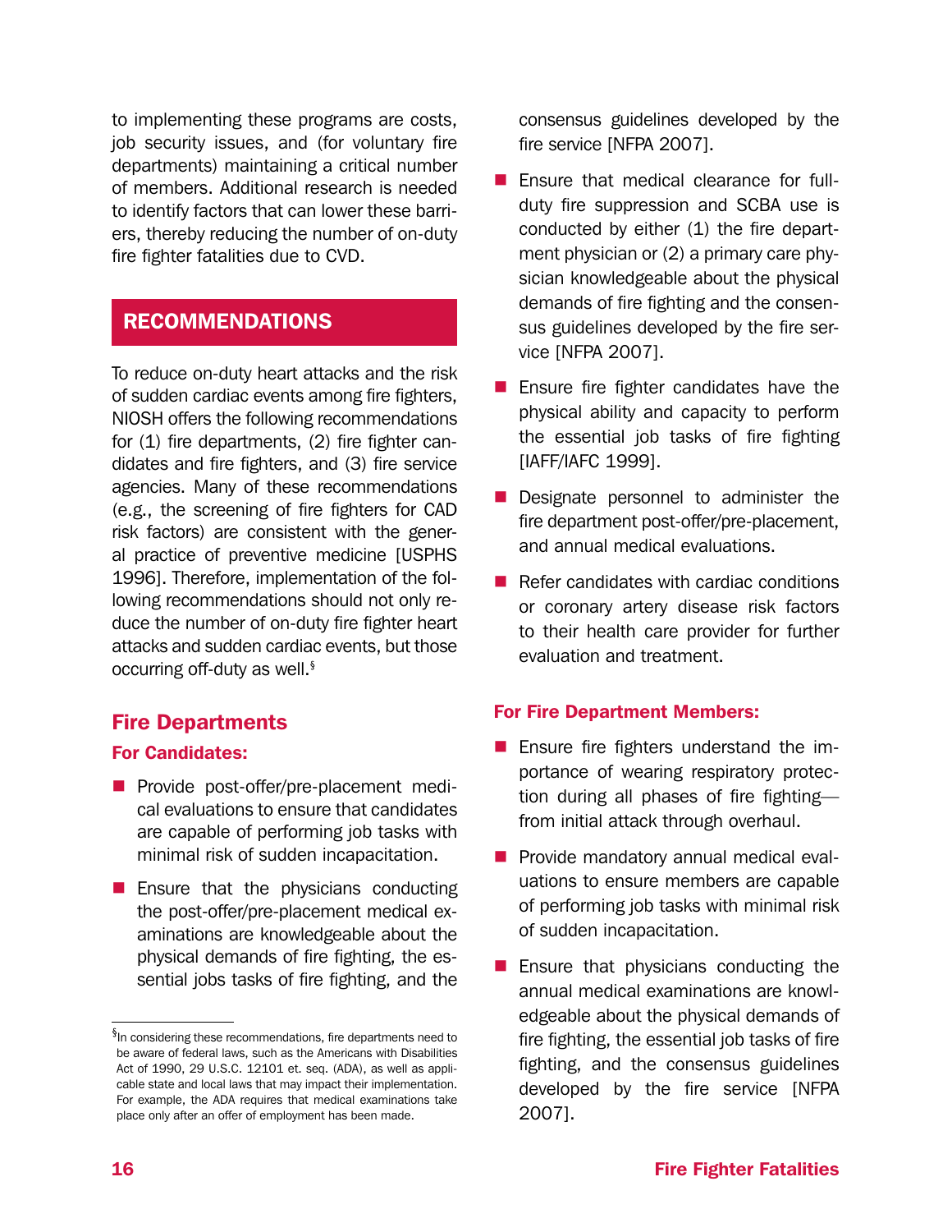to implementing these programs are costs, job security issues, and (for voluntary fire departments) maintaining a critical number of members. Additional research is needed to identify factors that can lower these barriers, thereby reducing the number of on-duty fire fighter fatalities due to CVD.

## RECOMMENDATIONS

To reduce on-duty heart attacks and the risk of sudden cardiac events among fire fighters, NIOSH offers the following recommendations for (1) fire departments, (2) fire fighter candidates and fire fighters, and (3) fire service agencies. Many of these recommendations (e.g., the screening of fire fighters for CAD risk factors) are consistent with the general practice of preventive medicine [USPHS 1996]. Therefore, implementation of the following recommendations should not only reduce the number of on-duty fire fighter heart attacks and sudden cardiac events, but those occurring off-duty as well.[§]

### Fire Departments

#### For Candidates:

- Provide post-offer/pre-placement medical evaluations to ensure that candidates are capable of performing job tasks with minimal risk of sudden incapacitation.
- Ensure that the physicians conducting the post-offer/pre-placement medical examinations are knowledgeable about the physical demands of fire fighting, the essential jobs tasks of fire fighting, and the consensus guidelines developed by the fire service [NFPA 2007].
- Ensure that medical clearance for full-duty fire suppression and SCBA use is conducted by either (1) the fire department physician or (2) a primary care physician knowledgeable about the physical demands of fire fighting and the consensus guidelines developed by the fire service [NFPA 2007].
- Ensure fire fighter candidates have the physical ability and capacity to perform the essential job tasks of fire fighting [IAFF/IAFC 1999].
- Designate personnel to administer the fire department post-offer/pre-placement, and annual medical evaluations.
- Refer candidates with cardiac conditions or coronary artery disease risk factors to their health care provider for further evaluation and treatment.

#### For Fire Department Members:

- Ensure fire fighters understand the importance of wearing respiratory protection during all phases of fire fighting—from initial attack through overhaul.
- Provide mandatory annual medical evaluations to ensure members are capable of performing job tasks with minimal risk of sudden incapacitation.
- Ensure that physicians conducting the annual medical examinations are knowledgeable about the physical demands of fire fighting, the essential job tasks of fire fighting, and the consensus guidelines developed by the fire service [NFPA 2007].

[§]In considering these recommendations, fire departments need to be aware of federal laws, such as the Americans with Disabilities Act of 1990, 29 U.S.C. 12101 et. seq. (ADA), as well as applicable state and local laws that may impact their implementation. For example, the ADA requires that medical examinations take place only after an offer of employment has been made.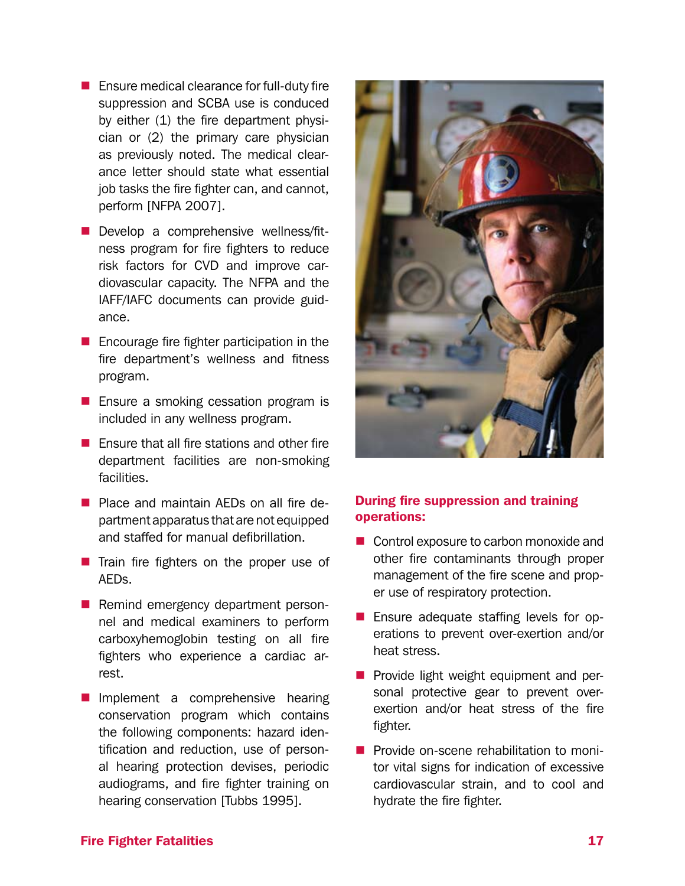- Ensure medical clearance for full-duty fire suppression and SCBA use is conduced by either (1) the fire department physician or (2) the primary care physician as previously noted. The medical clearance letter should state what essential job tasks the fire fighter can, and cannot, perform [NFPA 2007].
- Develop a comprehensive wellness/fitness program for fire fighters to reduce risk factors for CVD and improve cardiovascular capacity. The NFPA and the IAFF/IAFC documents can provide guidance.
- Encourage fire fighter participation in the fire department's wellness and fitness program.
- Ensure a smoking cessation program is included in any wellness program.
- Ensure that all fire stations and other fire department facilities are non-smoking facilities.
- Place and maintain AEDs on all fire department apparatus that are not equipped and staffed for manual defibrillation.
- Train fire fighters on the proper use of AEDs.
- Remind emergency department personnel and medical examiners to perform carboxyhemoglobin testing on all fire fighters who experience a cardiac arrest.
- Implement a comprehensive hearing conservation program which contains the following components: hazard identification and reduction, use of personal hearing protection devises, periodic audiograms, and fire fighter training on hearing conservation [Tubbs 1995].

### During fire suppression and training operations:

- Control exposure to carbon monoxide and other fire contaminants through proper management of the fire scene and proper use of respiratory protection.
- Ensure adequate staffing levels for operations to prevent over-exertion and/or heat stress.
- Provide light weight equipment and personal protective gear to prevent overexertion and/or heat stress of the fire fighter.
- Provide on-scene rehabilitation to monitor vital signs for indication of excessive cardiovascular strain, and to cool and hydrate the fire fighter.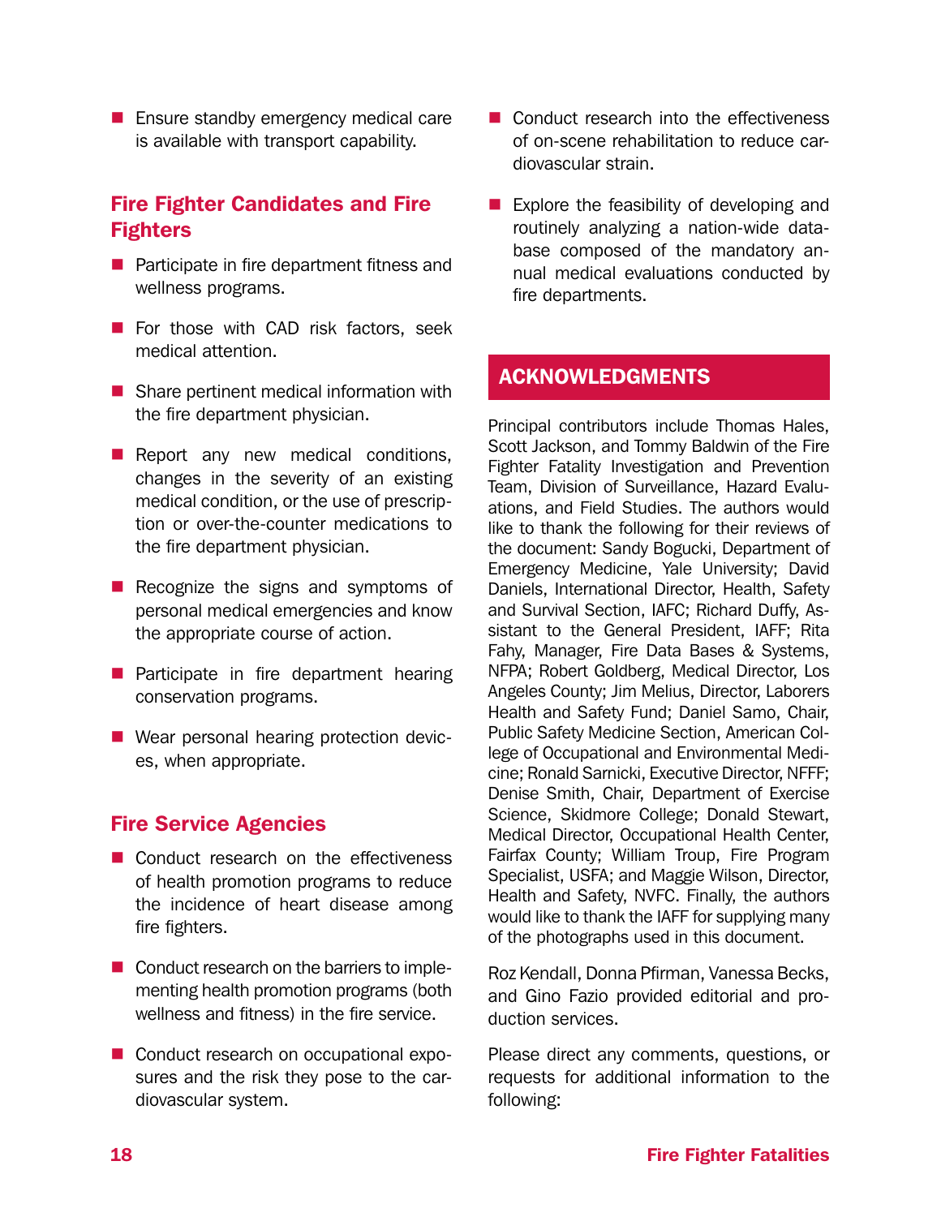- Ensure standby emergency medical care is available with transport capability.

## Fire Fighter Candidates and Fire Fighters

- Participate in fire department fitness and wellness programs.
- For those with CAD risk factors, seek medical attention.
- Share pertinent medical information with the fire department physician.
- Report any new medical conditions, changes in the severity of an existing medical condition, or the use of prescription or over-the-counter medications to the fire department physician.
- Recognize the signs and symptoms of personal medical emergencies and know the appropriate course of action.
- Participate in fire department hearing conservation programs.
- Wear personal hearing protection devices, when appropriate.

## Fire Service Agencies

- Conduct research on the effectiveness of health promotion programs to reduce the incidence of heart disease among fire fighters.
- Conduct research on the barriers to implementing health promotion programs (both wellness and fitness) in the fire service.
- Conduct research on occupational exposures and the risk they pose to the cardiovascular system.
- Conduct research into the effectiveness of on-scene rehabilitation to reduce cardiovascular strain.
- Explore the feasibility of developing and routinely analyzing a nation-wide database composed of the mandatory annual medical evaluations conducted by fire departments.

# ACKNOWLEDGMENTS

Principal contributors include Thomas Hales, Scott Jackson, and Tommy Baldwin of the Fire Fighter Fatality Investigation and Prevention Team, Division of Surveillance, Hazard Evaluations, and Field Studies. The authors would like to thank the following for their reviews of the document: Sandy Bogucki, Department of Emergency Medicine, Yale University; David Daniels, International Director, Health, Safety and Survival Section, IAFC; Richard Duffy, Assistant to the General President, IAFF; Rita Fahy, Manager, Fire Data Bases & Systems, NFPA; Robert Goldberg, Medical Director, Los Angeles County; Jim Melius, Director, Laborers Health and Safety Fund; Daniel Samo, Chair, Public Safety Medicine Section, American College of Occupational and Environmental Medicine; Ronald Sarnicki, Executive Director, NFFF; Denise Smith, Chair, Department of Exercise Science, Skidmore College; Donald Stewart, Medical Director, Occupational Health Center, Fairfax County; William Troup, Fire Program Specialist, USFA; and Maggie Wilson, Director, Health and Safety, NVFC. Finally, the authors would like to thank the IAFF for supplying many of the photographs used in this document.

Roz Kendall, Donna Pfirman, Vanessa Becks, and Gino Fazio provided editorial and production services.

Please direct any comments, questions, or requests for additional information to the following: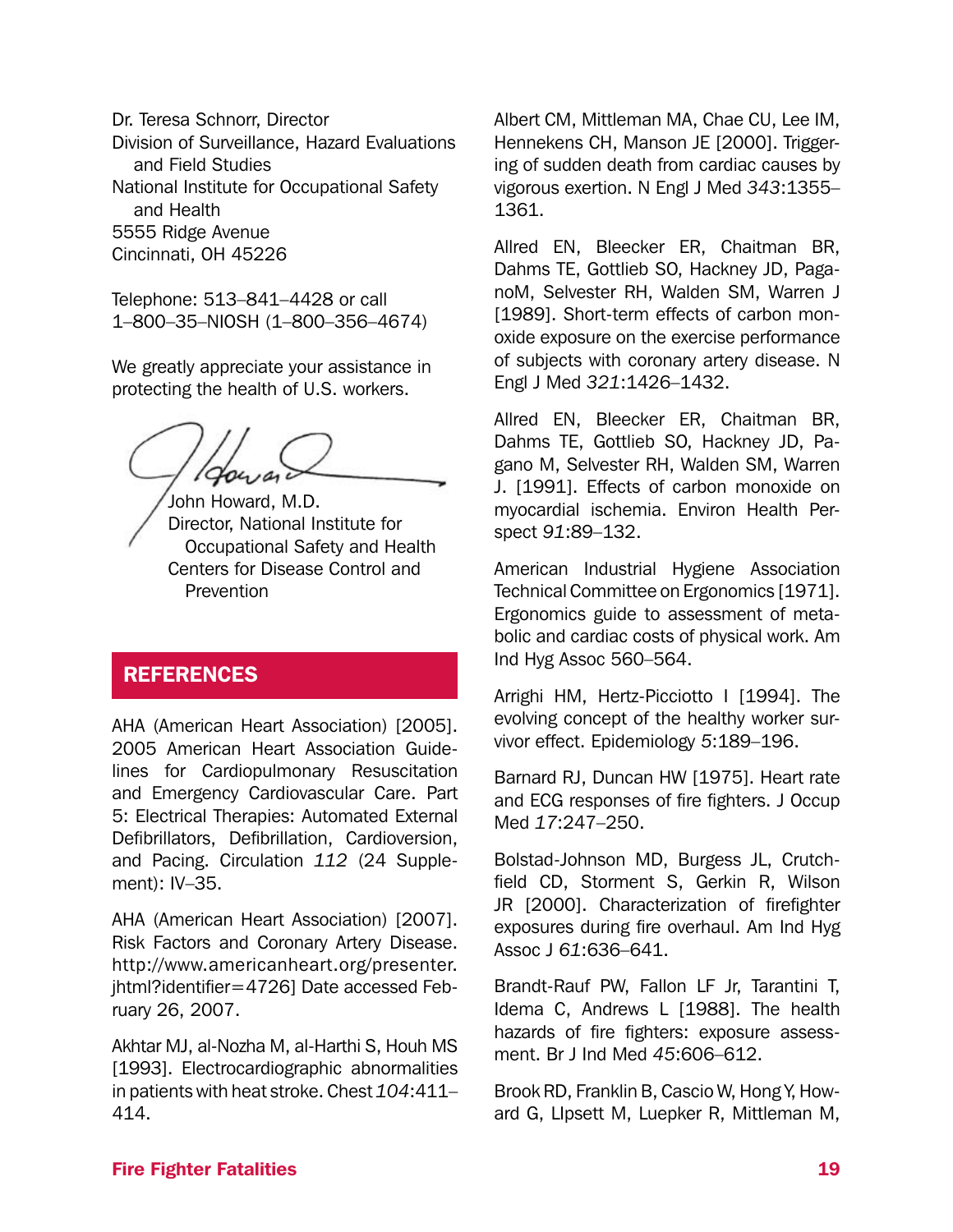Dr. Teresa Schnorr, Director
Division of Surveillance, Hazard Evaluations and Field Studies
National Institute for Occupational Safety and Health
5555 Ridge Avenue
Cincinnati, OH 45226

Telephone: 513–841–4428 or call 1–800–35–NIOSH (1–800–356–4674)

We greatly appreciate your assistance in protecting the health of U.S. workers.

John Howard, M.D.
Director, National Institute for Occupational Safety and Health
Centers for Disease Control and Prevention

## REFERENCES

AHA (American Heart Association) [2005]. 2005 American Heart Association Guidelines for Cardiopulmonary Resuscitation and Emergency Cardiovascular Care. Part 5: Electrical Therapies: Automated External Defibrillators, Defibrillation, Cardioversion, and Pacing. Circulation *112* (24 Supplement): IV–35.

AHA (American Heart Association) [2007]. Risk Factors and Coronary Artery Disease. http://www.americanheart.org/presenter.jhtml?identifier=4726] Date accessed February 26, 2007.

Akhtar MJ, al-Nozha M, al-Harthi S, Houh MS [1993]. Electrocardiographic abnormalities in patients with heat stroke. Chest *104*:411–414.

Albert CM, Mittleman MA, Chae CU, Lee IM, Hennekens CH, Manson JE [2000]. Triggering of sudden death from cardiac causes by vigorous exertion. N Engl J Med *343*:1355–1361.

Allred EN, Bleecker ER, Chaitman BR, Dahms TE, Gottlieb SO, Hackney JD, PaganoM, Selvester RH, Walden SM, Warren J [1989]. Short-term effects of carbon monoxide exposure on the exercise performance of subjects with coronary artery disease. N Engl J Med *321*:1426–1432.

Allred EN, Bleecker ER, Chaitman BR, Dahms TE, Gottlieb SO, Hackney JD, Pagano M, Selvester RH, Walden SM, Warren J. [1991]. Effects of carbon monoxide on myocardial ischemia. Environ Health Perspect *91*:89–132.

American Industrial Hygiene Association Technical Committee on Ergonomics [1971]. Ergonomics guide to assessment of metabolic and cardiac costs of physical work. Am Ind Hyg Assoc 560–564.

Arrighi HM, Hertz-Picciotto I [1994]. The evolving concept of the healthy worker survivor effect. Epidemiology *5*:189–196.

Barnard RJ, Duncan HW [1975]. Heart rate and ECG responses of fire fighters. J Occup Med *17*:247–250.

Bolstad-Johnson MD, Burgess JL, Crutchfield CD, Storment S, Gerkin R, Wilson JR [2000]. Characterization of firefighter exposures during fire overhaul. Am Ind Hyg Assoc J *61*:636–641.

Brandt-Rauf PW, Fallon LF Jr, Tarantini T, Idema C, Andrews L [1988]. The health hazards of fire fighters: exposure assessment. Br J Ind Med *45*:606–612.

Brook RD, Franklin B, Cascio W, Hong Y, Howard G, LIpsett M, Luepker R, Mittleman M,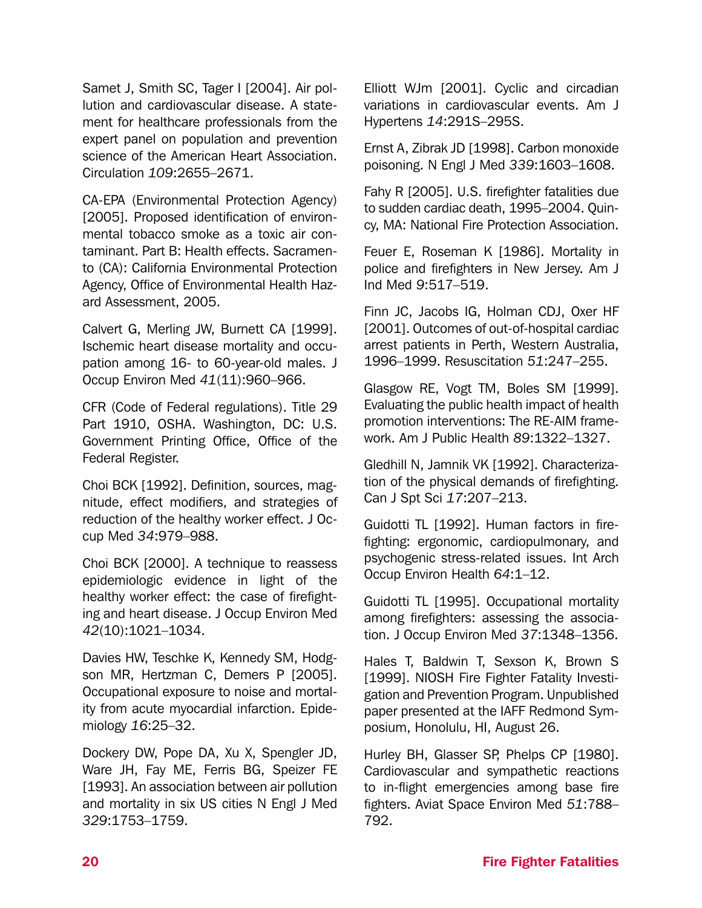Samet J, Smith SC, Tager I [2004]. Air pollution and cardiovascular disease. A statement for healthcare professionals from the expert panel on population and prevention science of the American Heart Association. Circulation *109*:2655–2671.

CA-EPA (Environmental Protection Agency) [2005]. Proposed identification of environmental tobacco smoke as a toxic air contaminant. Part B: Health effects. Sacramento (CA): California Environmental Protection Agency, Office of Environmental Health Hazard Assessment, 2005.

Calvert G, Merling JW, Burnett CA [1999]. Ischemic heart disease mortality and occupation among 16- to 60-year-old males. J Occup Environ Med *41*(11):960–966.

CFR (Code of Federal regulations). Title 29 Part 1910, OSHA. Washington, DC: U.S. Government Printing Office, Office of the Federal Register.

Choi BCK [1992]. Definition, sources, magnitude, effect modifiers, and strategies of reduction of the healthy worker effect. J Occup Med *34*:979–988.

Choi BCK [2000]. A technique to reassess epidemiologic evidence in light of the healthy worker effect: the case of firefighting and heart disease. J Occup Environ Med *42*(10):1021–1034.

Davies HW, Teschke K, Kennedy SM, Hodgson MR, Hertzman C, Demers P [2005]. Occupational exposure to noise and mortality from acute myocardial infarction. Epidemiology *16*:25–32.

Dockery DW, Pope DA, Xu X, Spengler JD, Ware JH, Fay ME, Ferris BG, Speizer FE [1993]. An association between air pollution and mortality in six US cities N Engl J Med *329*:1753–1759.

Elliott WJm [2001]. Cyclic and circadian variations in cardiovascular events. Am J Hypertens *14*:291S–295S.

Ernst A, Zibrak JD [1998]. Carbon monoxide poisoning. N Engl J Med *339*:1603–1608.

Fahy R [2005]. U.S. firefighter fatalities due to sudden cardiac death, 1995–2004. Quincy, MA: National Fire Protection Association.

Feuer E, Roseman K [1986]. Mortality in police and firefighters in New Jersey. Am J Ind Med *9*:517–519.

Finn JC, Jacobs IG, Holman CDJ, Oxer HF [2001]. Outcomes of out-of-hospital cardiac arrest patients in Perth, Western Australia, 1996–1999. Resuscitation *51*:247–255.

Glasgow RE, Vogt TM, Boles SM [1999]. Evaluating the public health impact of health promotion interventions: The RE-AIM framework. Am J Public Health *89*:1322–1327.

Gledhill N, Jamnik VK [1992]. Characterization of the physical demands of firefighting. Can J Spt Sci *17*:207–213.

Guidotti TL [1992]. Human factors in firefighting: ergonomic, cardiopulmonary, and psychogenic stress-related issues. Int Arch Occup Environ Health *64*:1–12.

Guidotti TL [1995]. Occupational mortality among firefighters: assessing the association. J Occup Environ Med *37*:1348–1356.

Hales T, Baldwin T, Sexson K, Brown S [1999]. NIOSH Fire Fighter Fatality Investigation and Prevention Program. Unpublished paper presented at the IAFF Redmond Symposium, Honolulu, HI, August 26.

Hurley BH, Glasser SP, Phelps CP [1980]. Cardiovascular and sympathetic reactions to in-flight emergencies among base fire fighters. Aviat Space Environ Med *51*:788–792.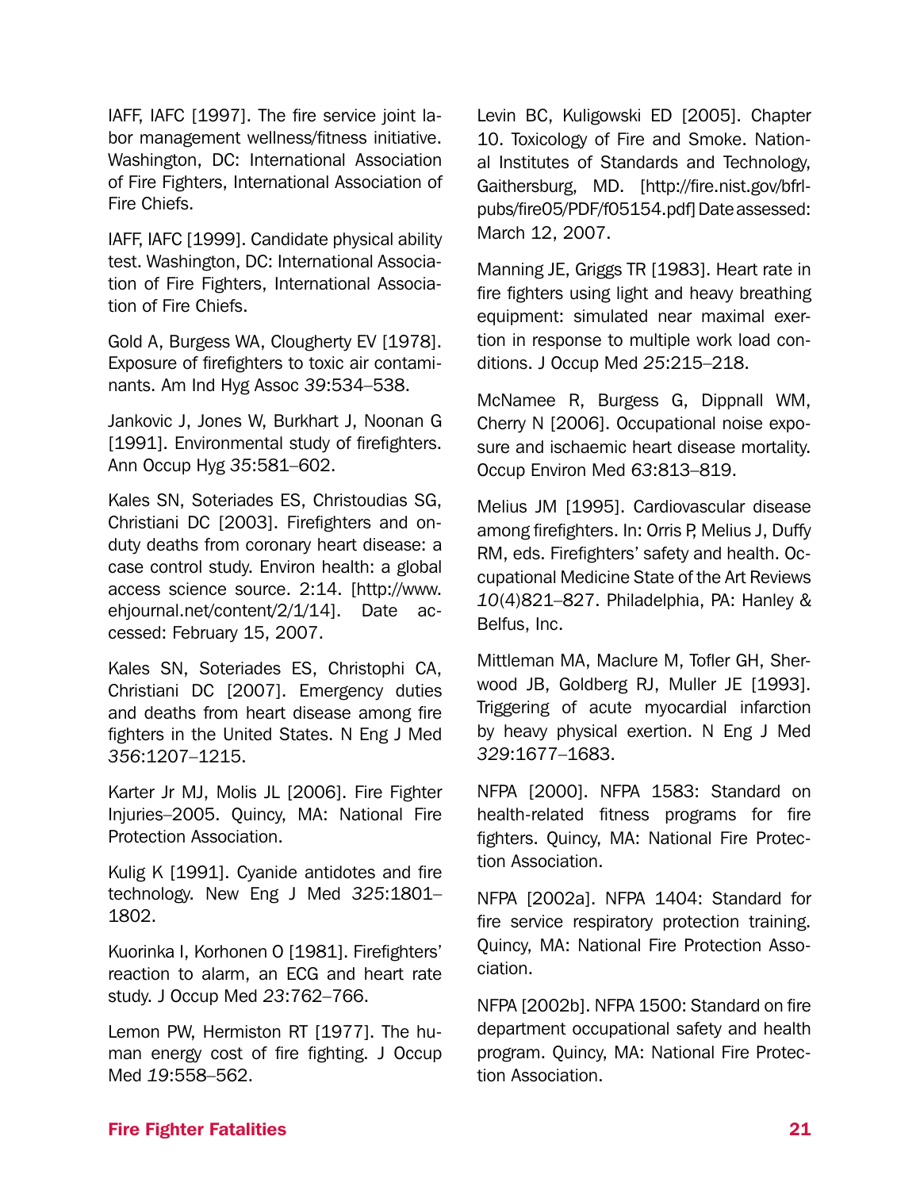IAFF, IAFC [1997]. The fire service joint labor management wellness/fitness initiative. Washington, DC: International Association of Fire Fighters, International Association of Fire Chiefs.

IAFF, IAFC [1999]. Candidate physical ability test. Washington, DC: International Association of Fire Fighters, International Association of Fire Chiefs.

Gold A, Burgess WA, Clougherty EV [1978]. Exposure of firefighters to toxic air contaminants. Am Ind Hyg Assoc *39*:534–538.

Jankovic J, Jones W, Burkhart J, Noonan G [1991]. Environmental study of firefighters. Ann Occup Hyg *35*:581–602.

Kales SN, Soteriades ES, Christoudias SG, Christiani DC [2003]. Firefighters and on-duty deaths from coronary heart disease: a case control study. Environ health: a global access science source. 2:14. [http://www.ehjournal.net/content/2/1/14]. Date accessed: February 15, 2007.

Kales SN, Soteriades ES, Christophi CA, Christiani DC [2007]. Emergency duties and deaths from heart disease among fire fighters in the United States. N Eng J Med *356*:1207–1215.

Karter Jr MJ, Molis JL [2006]. Fire Fighter Injuries–2005. Quincy, MA: National Fire Protection Association.

Kulig K [1991]. Cyanide antidotes and fire technology. New Eng J Med *325*:1801–1802.

Kuorinka I, Korhonen O [1981]. Firefighters' reaction to alarm, an ECG and heart rate study. J Occup Med *23*:762–766.

Lemon PW, Hermiston RT [1977]. The human energy cost of fire fighting. J Occup Med *19*:558–562.

Levin BC, Kuligowski ED [2005]. Chapter 10. Toxicology of Fire and Smoke. National Institutes of Standards and Technology, Gaithersburg, MD. [http://fire.nist.gov/bfrlpubs/fire05/PDF/f05154.pdf] Date assessed: March 12, 2007.

Manning JE, Griggs TR [1983]. Heart rate in fire fighters using light and heavy breathing equipment: simulated near maximal exertion in response to multiple work load conditions. J Occup Med *25*:215–218.

McNamee R, Burgess G, Dippnall WM, Cherry N [2006]. Occupational noise exposure and ischaemic heart disease mortality. Occup Environ Med *63*:813–819.

Melius JM [1995]. Cardiovascular disease among firefighters. In: Orris P, Melius J, Duffy RM, eds. Firefighters' safety and health. Occupational Medicine State of the Art Reviews *10*(4)821–827. Philadelphia, PA: Hanley & Belfus, Inc.

Mittleman MA, Maclure M, Tofler GH, Sherwood JB, Goldberg RJ, Muller JE [1993]. Triggering of acute myocardial infarction by heavy physical exertion. N Eng J Med *329*:1677–1683.

NFPA [2000]. NFPA 1583: Standard on health-related fitness programs for fire fighters. Quincy, MA: National Fire Protection Association.

NFPA [2002a]. NFPA 1404: Standard for fire service respiratory protection training. Quincy, MA: National Fire Protection Association.

NFPA [2002b]. NFPA 1500: Standard on fire department occupational safety and health program. Quincy, MA: National Fire Protection Association.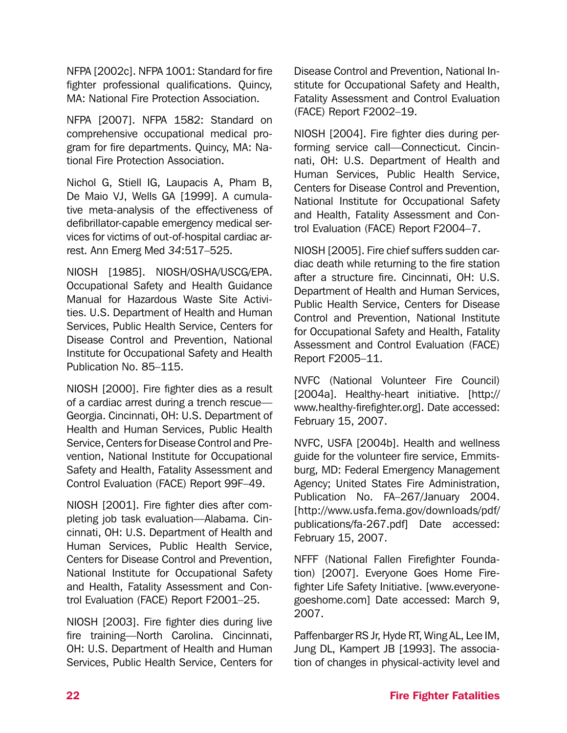NFPA [2002c]. NFPA 1001: Standard for fire fighter professional qualifications. Quincy, MA: National Fire Protection Association.

NFPA [2007]. NFPA 1582: Standard on comprehensive occupational medical program for fire departments. Quincy, MA: National Fire Protection Association.

Nichol G, Stiell IG, Laupacis A, Pham B, De Maio VJ, Wells GA [1999]. A cumulative meta-analysis of the effectiveness of defibrillator-capable emergency medical services for victims of out-of-hospital cardiac arrest. Ann Emerg Med *34*:517–525.

NIOSH [1985]. NIOSH/OSHA/USCG/EPA. Occupational Safety and Health Guidance Manual for Hazardous Waste Site Activities. U.S. Department of Health and Human Services, Public Health Service, Centers for Disease Control and Prevention, National Institute for Occupational Safety and Health Publication No. 85–115.

NIOSH [2000]. Fire fighter dies as a result of a cardiac arrest during a trench rescue—Georgia. Cincinnati, OH: U.S. Department of Health and Human Services, Public Health Service, Centers for Disease Control and Prevention, National Institute for Occupational Safety and Health, Fatality Assessment and Control Evaluation (FACE) Report 99F–49.

NIOSH [2001]. Fire fighter dies after completing job task evaluation—Alabama. Cincinnati, OH: U.S. Department of Health and Human Services, Public Health Service, Centers for Disease Control and Prevention, National Institute for Occupational Safety and Health, Fatality Assessment and Control Evaluation (FACE) Report F2001–25.

NIOSH [2003]. Fire fighter dies during live fire training—North Carolina. Cincinnati, OH: U.S. Department of Health and Human Services, Public Health Service, Centers for Disease Control and Prevention, National Institute for Occupational Safety and Health, Fatality Assessment and Control Evaluation (FACE) Report F2002–19.

NIOSH [2004]. Fire fighter dies during performing service call—Connecticut. Cincinnati, OH: U.S. Department of Health and Human Services, Public Health Service, Centers for Disease Control and Prevention, National Institute for Occupational Safety and Health, Fatality Assessment and Control Evaluation (FACE) Report F2004–7.

NIOSH [2005]. Fire chief suffers sudden cardiac death while returning to the fire station after a structure fire. Cincinnati, OH: U.S. Department of Health and Human Services, Public Health Service, Centers for Disease Control and Prevention, National Institute for Occupational Safety and Health, Fatality Assessment and Control Evaluation (FACE) Report F2005–11.

NVFC (National Volunteer Fire Council) [2004a]. Healthy-heart initiative. [http://www.healthy-firefighter.org]. Date accessed: February 15, 2007.

NVFC, USFA [2004b]. Health and wellness guide for the volunteer fire service, Emmitsburg, MD: Federal Emergency Management Agency; United States Fire Administration, Publication No. FA–267/January 2004. [http://www.usfa.fema.gov/downloads/pdf/publications/fa-267.pdf] Date accessed: February 15, 2007.

NFFF (National Fallen Firefighter Foundation) [2007]. Everyone Goes Home Firefighter Life Safety Initiative. [www.everyonegoeshome.com] Date accessed: March 9, 2007.

Paffenbarger RS Jr, Hyde RT, Wing AL, Lee IM, Jung DL, Kampert JB [1993]. The association of changes in physical-activity level and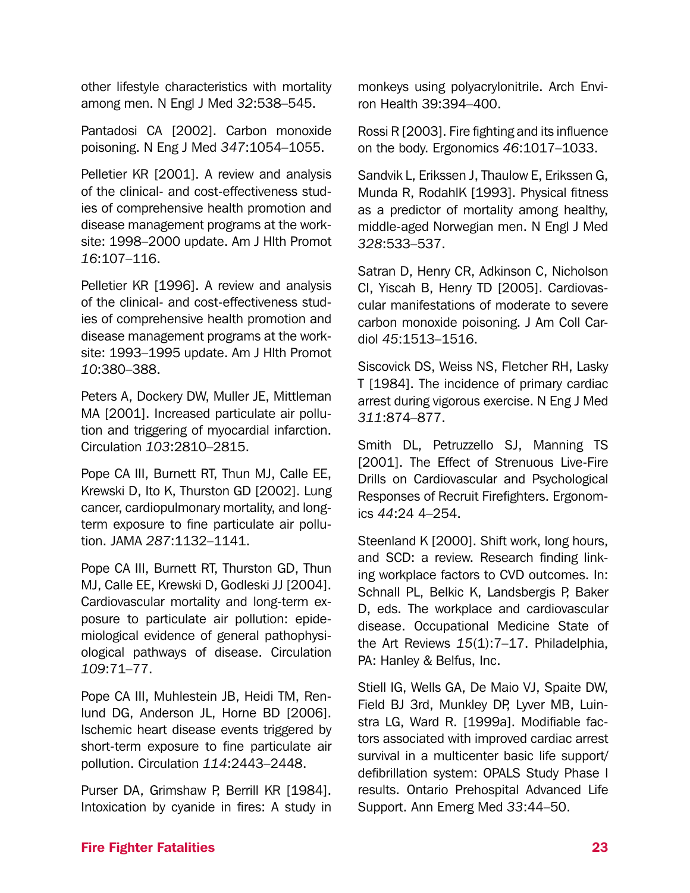other lifestyle characteristics with mortality among men. N Engl J Med *32*:538–545.

Pantadosi CA [2002]. Carbon monoxide poisoning. N Eng J Med *347*:1054–1055.

Pelletier KR [2001]. A review and analysis of the clinical- and cost-effectiveness studies of comprehensive health promotion and disease management programs at the worksite: 1998–2000 update. Am J Hlth Promot *16*:107–116.

Pelletier KR [1996]. A review and analysis of the clinical- and cost-effectiveness studies of comprehensive health promotion and disease management programs at the worksite: 1993–1995 update. Am J Hlth Promot *10*:380–388.

Peters A, Dockery DW, Muller JE, Mittleman MA [2001]. Increased particulate air pollution and triggering of myocardial infarction. Circulation *103*:2810–2815.

Pope CA III, Burnett RT, Thun MJ, Calle EE, Krewski D, Ito K, Thurston GD [2002]. Lung cancer, cardiopulmonary mortality, and long-term exposure to fine particulate air pollution. JAMA *287*:1132–1141.

Pope CA III, Burnett RT, Thurston GD, Thun MJ, Calle EE, Krewski D, Godleski JJ [2004]. Cardiovascular mortality and long-term exposure to particulate air pollution: epidemiological evidence of general pathophysiological pathways of disease. Circulation *109*:71–77.

Pope CA III, Muhlestein JB, Heidi TM, Renlund DG, Anderson JL, Horne BD [2006]. Ischemic heart disease events triggered by short-term exposure to fine particulate air pollution. Circulation *114*:2443–2448.

Purser DA, Grimshaw P, Berrill KR [1984]. Intoxication by cyanide in fires: A study in monkeys using polyacrylonitrile. Arch Environ Health 39:394–400.

Rossi R [2003]. Fire fighting and its influence on the body. Ergonomics *46*:1017–1033.

Sandvik L, Erikssen J, Thaulow E, Erikssen G, Munda R, RodahlK [1993]. Physical fitness as a predictor of mortality among healthy, middle-aged Norwegian men. N Engl J Med *328*:533–537.

Satran D, Henry CR, Adkinson C, Nicholson CI, Yiscah B, Henry TD [2005]. Cardiovascular manifestations of moderate to severe carbon monoxide poisoning. J Am Coll Cardiol *45*:1513–1516.

Siscovick DS, Weiss NS, Fletcher RH, Lasky T [1984]. The incidence of primary cardiac arrest during vigorous exercise. N Eng J Med *311*:874–877.

Smith DL, Petruzzello SJ, Manning TS [2001]. The Effect of Strenuous Live-Fire Drills on Cardiovascular and Psychological Responses of Recruit Firefighters. Ergonomics *44*:24 4–254.

Steenland K [2000]. Shift work, long hours, and SCD: a review. Research finding linking workplace factors to CVD outcomes. In: Schnall PL, Belkic K, Landsbergis P, Baker D, eds. The workplace and cardiovascular disease. Occupational Medicine State of the Art Reviews *15*(1):7–17. Philadelphia, PA: Hanley & Belfus, Inc.

Stiell IG, Wells GA, De Maio VJ, Spaite DW, Field BJ 3rd, Munkley DP, Lyver MB, Luinstra LG, Ward R. [1999a]. Modifiable factors associated with improved cardiac arrest survival in a multicenter basic life support/defibrillation system: OPALS Study Phase I results. Ontario Prehospital Advanced Life Support. Ann Emerg Med *33*:44–50.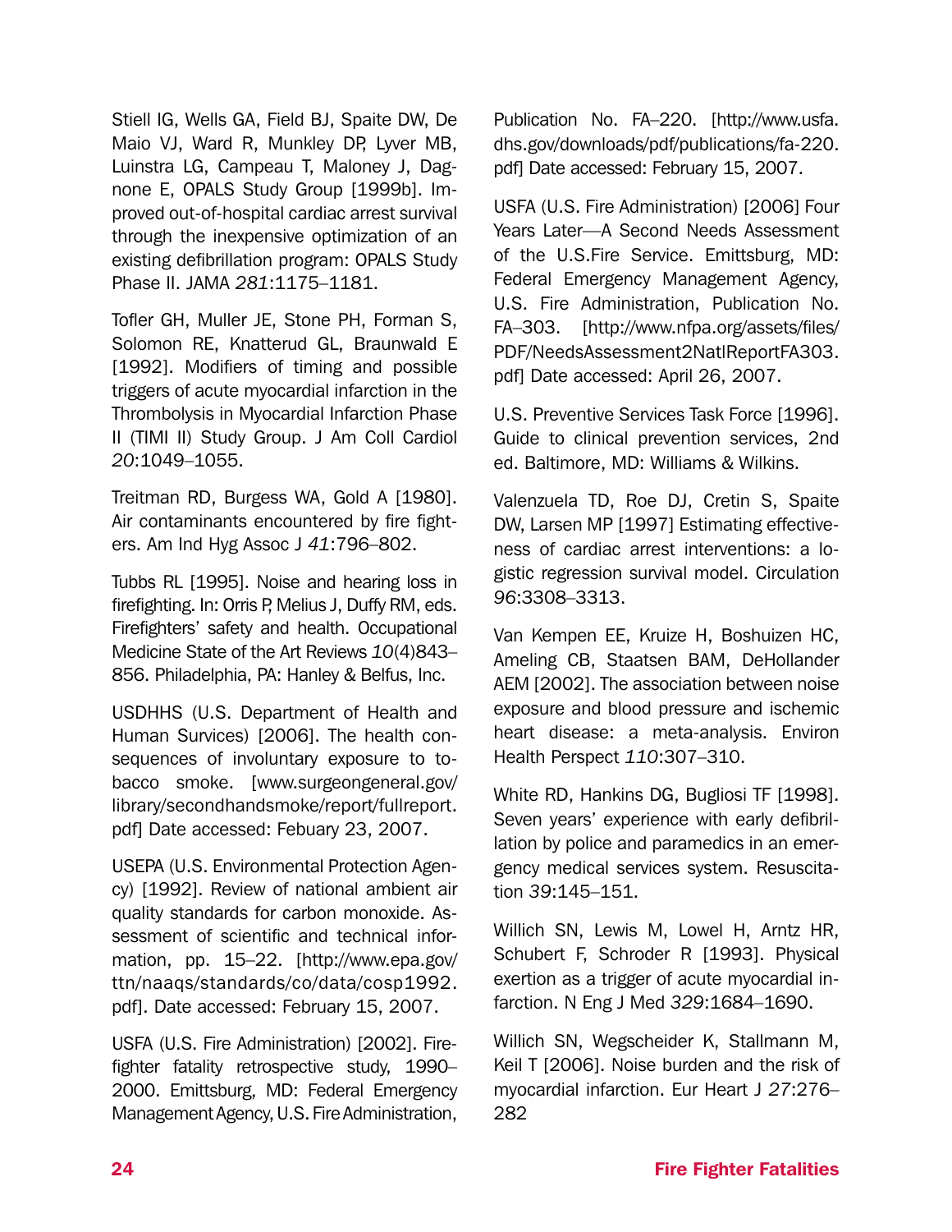Stiell IG, Wells GA, Field BJ, Spaite DW, De Maio VJ, Ward R, Munkley DP, Lyver MB, Luinstra LG, Campeau T, Maloney J, Dagnone E, OPALS Study Group [1999b]. Improved out-of-hospital cardiac arrest survival through the inexpensive optimization of an existing defibrillation program: OPALS Study Phase II. JAMA *281*:1175–1181.

Tofler GH, Muller JE, Stone PH, Forman S, Solomon RE, Knatterud GL, Braunwald E [1992]. Modifiers of timing and possible triggers of acute myocardial infarction in the Thrombolysis in Myocardial Infarction Phase II (TIMI II) Study Group. J Am Coll Cardiol *20*:1049–1055.

Treitman RD, Burgess WA, Gold A [1980]. Air contaminants encountered by fire fighters. Am Ind Hyg Assoc J *41*:796–802.

Tubbs RL [1995]. Noise and hearing loss in firefighting. In: Orris P, Melius J, Duffy RM, eds. Firefighters' safety and health. Occupational Medicine State of the Art Reviews *10*(4)843–856. Philadelphia, PA: Hanley & Belfus, Inc.

USDHHS (U.S. Department of Health and Human Survices) [2006]. The health consequences of involuntary exposure to tobacco smoke. [www.surgeongeneral.gov/library/secondhandsmoke/report/fullreport.pdf] Date accessed: Febuary 23, 2007.

USEPA (U.S. Environmental Protection Agency) [1992]. Review of national ambient air quality standards for carbon monoxide. Assessment of scientific and technical information, pp. 15–22. [http://www.epa.gov/ttn/naaqs/standards/co/data/cosp1992.pdf]. Date accessed: February 15, 2007.

USFA (U.S. Fire Administration) [2002]. Firefighter fatality retrospective study, 1990–2000. Emittsburg, MD: Federal Emergency Management Agency, U.S. Fire Administration, Publication No. FA–220. [http://www.usfa.dhs.gov/downloads/pdf/publications/fa-220.pdf] Date accessed: February 15, 2007.

USFA (U.S. Fire Administration) [2006] Four Years Later—A Second Needs Assessment of the U.S.Fire Service. Emittsburg, MD: Federal Emergency Management Agency, U.S. Fire Administration, Publication No. FA–303. [http://www.nfpa.org/assets/files/PDF/NeedsAssessment2NatlReportFA303.pdf] Date accessed: April 26, 2007.

U.S. Preventive Services Task Force [1996]. Guide to clinical prevention services, 2nd ed. Baltimore, MD: Williams & Wilkins.

Valenzuela TD, Roe DJ, Cretin S, Spaite DW, Larsen MP [1997] Estimating effectiveness of cardiac arrest interventions: a logistic regression survival model. Circulation *96*:3308–3313.

Van Kempen EE, Kruize H, Boshuizen HC, Ameling CB, Staatsen BAM, DeHollander AEM [2002]. The association between noise exposure and blood pressure and ischemic heart disease: a meta-analysis. Environ Health Perspect *110*:307–310.

White RD, Hankins DG, Bugliosi TF [1998]. Seven years' experience with early defibrillation by police and paramedics in an emergency medical services system. Resuscitation *39*:145–151.

Willich SN, Lewis M, Lowel H, Arntz HR, Schubert F, Schroder R [1993]. Physical exertion as a trigger of acute myocardial infarction. N Eng J Med *329*:1684–1690.

Willich SN, Wegscheider K, Stallmann M, Keil T [2006]. Noise burden and the risk of myocardial infarction. Eur Heart J *27*:276–282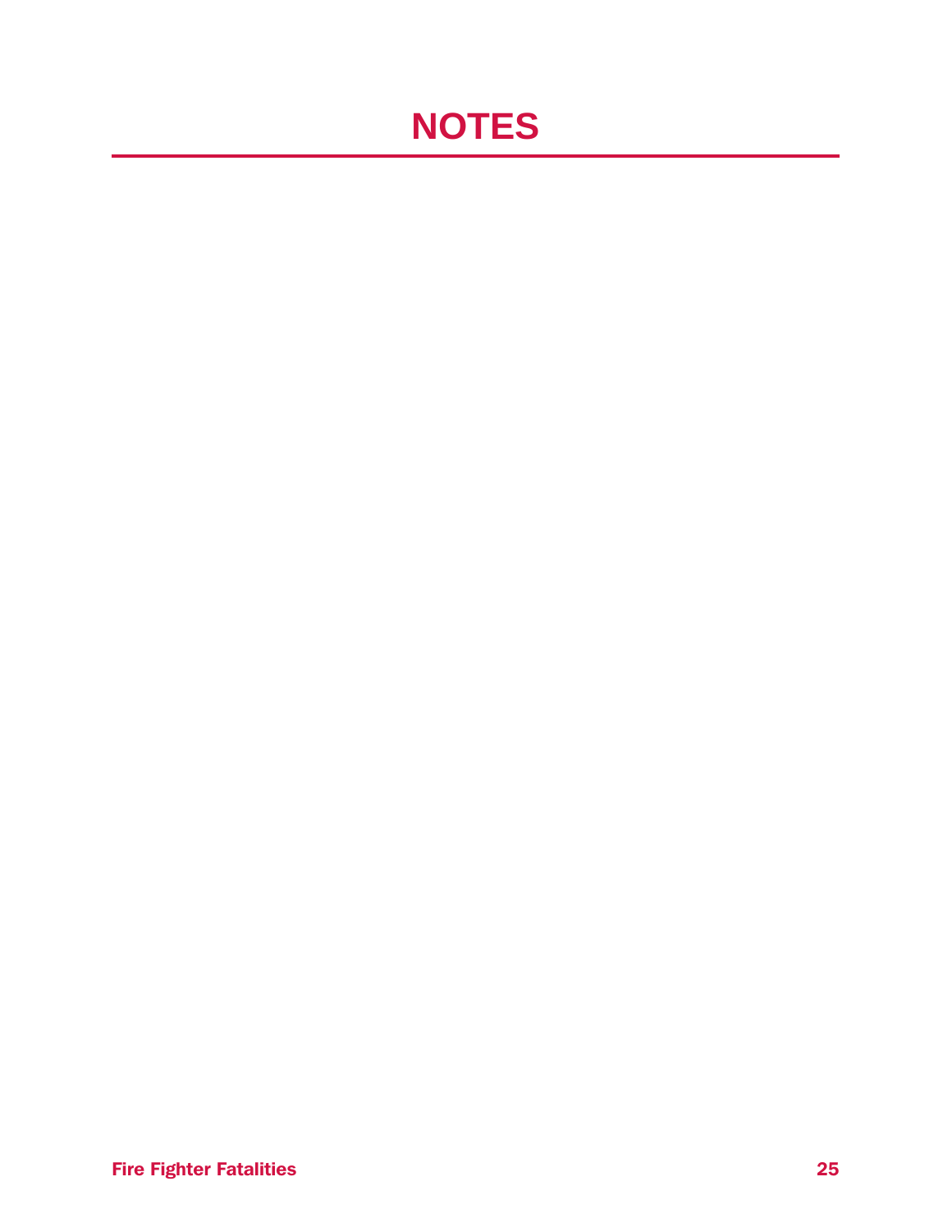# NOTES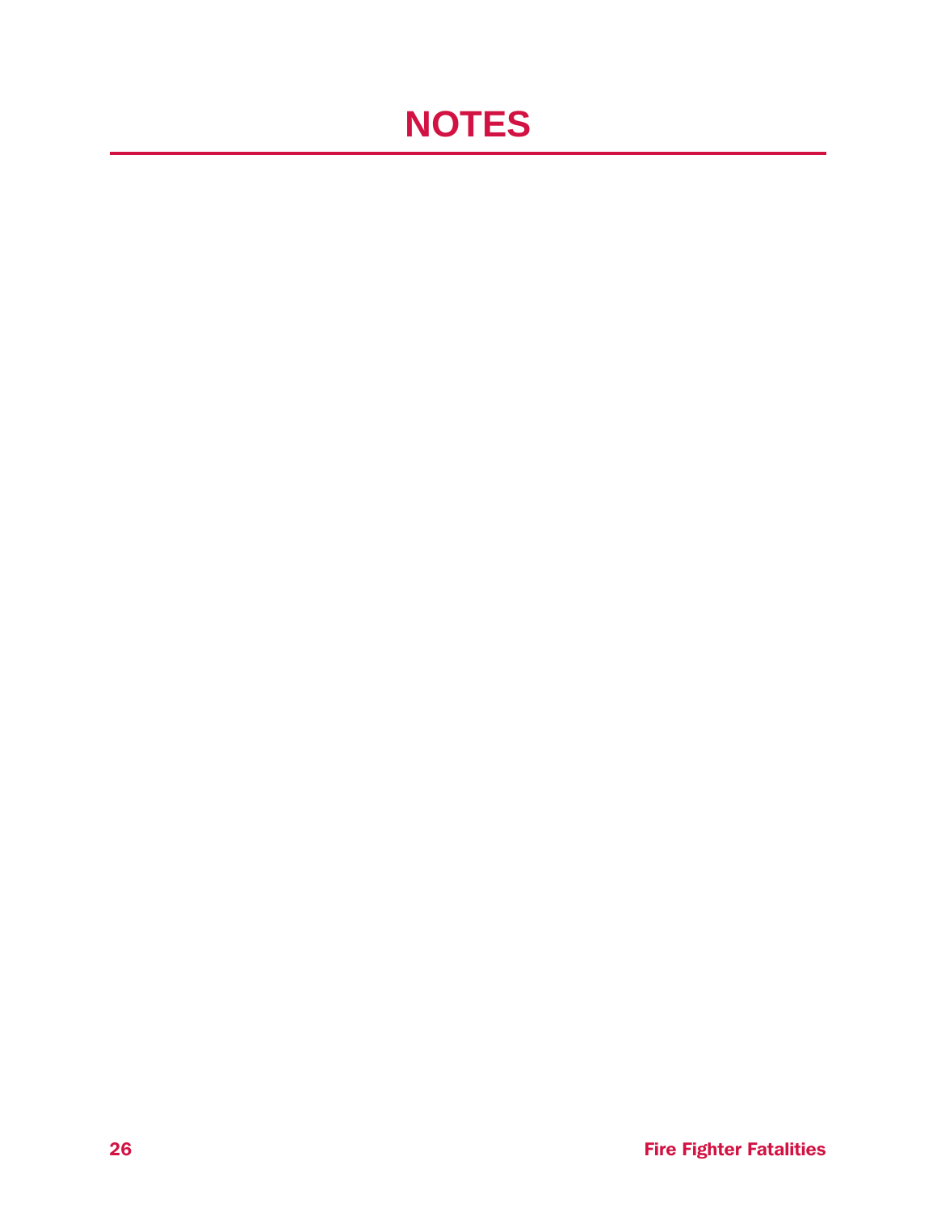# NOTES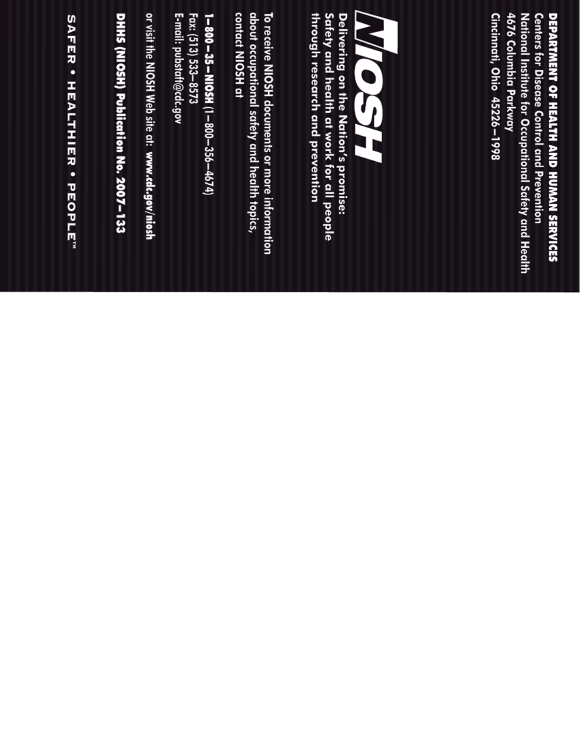**DEPARTMENT OF HEALTH AND HUMAN SERVICES**
**Centers for Disease Control and Prevention**
**National Institute for Occupational Safety and Health**
**4676 Columbia Parkway**
**Cincinnati, Ohio 45226–1998**

# NIOSH

**Delivering on the Nation's promise:**
**Safety and health at work for all people**
**through research and prevention**

To receive NIOSH documents or more information about occupational safety and health topics, contact NIOSH at

**1–800–35–NIOSH** (1–800–356–4674)
Fax: (513) 533–8573
E-mail: pubstaft@cdc.gov

or visit the NIOSH Web site at: **www.cdc.gov/niosh**

**DHHS (NIOSH) Publication No. 2007–133**

SAFER • HEALTHIER • PEOPLE™